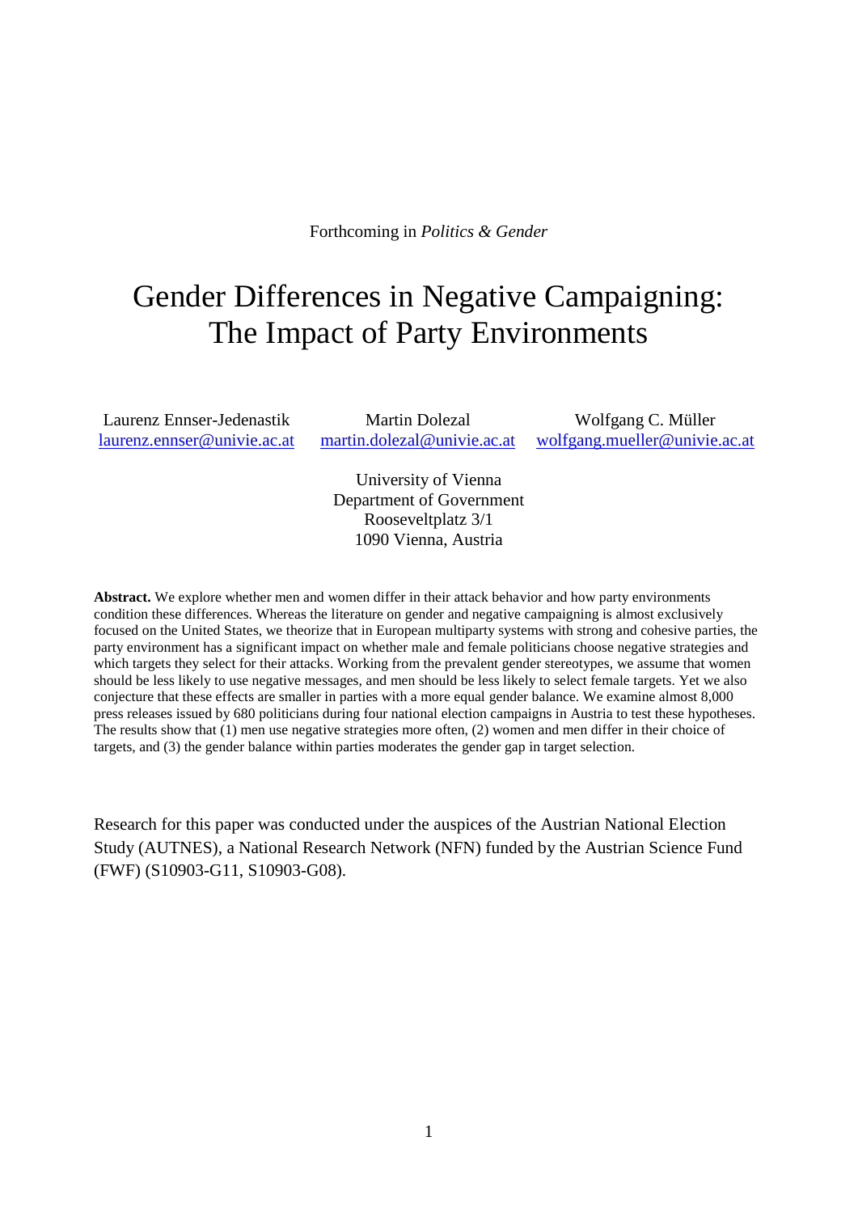Forthcoming in *Politics & Gender*

# Gender Differences in Negative Campaigning: The Impact of Party Environments

Laurenz Ennser-Jedenastik
laurenz.ennser@univie.ac.at

Martin Dolezal
martin.dolezal@univie.ac.at

Wolfgang C. Müller
wolfgang.mueller@univie.ac.at

University of Vienna
Department of Government
Rooseveltplatz 3/1
1090 Vienna, Austria

**Abstract.** We explore whether men and women differ in their attack behavior and how party environments condition these differences. Whereas the literature on gender and negative campaigning is almost exclusively focused on the United States, we theorize that in European multiparty systems with strong and cohesive parties, the party environment has a significant impact on whether male and female politicians choose negative strategies and which targets they select for their attacks. Working from the prevalent gender stereotypes, we assume that women should be less likely to use negative messages, and men should be less likely to select female targets. Yet we also conjecture that these effects are smaller in parties with a more equal gender balance. We examine almost 8,000 press releases issued by 680 politicians during four national election campaigns in Austria to test these hypotheses. The results show that (1) men use negative strategies more often, (2) women and men differ in their choice of targets, and (3) the gender balance within parties moderates the gender gap in target selection.

Research for this paper was conducted under the auspices of the Austrian National Election Study (AUTNES), a National Research Network (NFN) funded by the Austrian Science Fund (FWF) (S10903-G11, S10903-G08).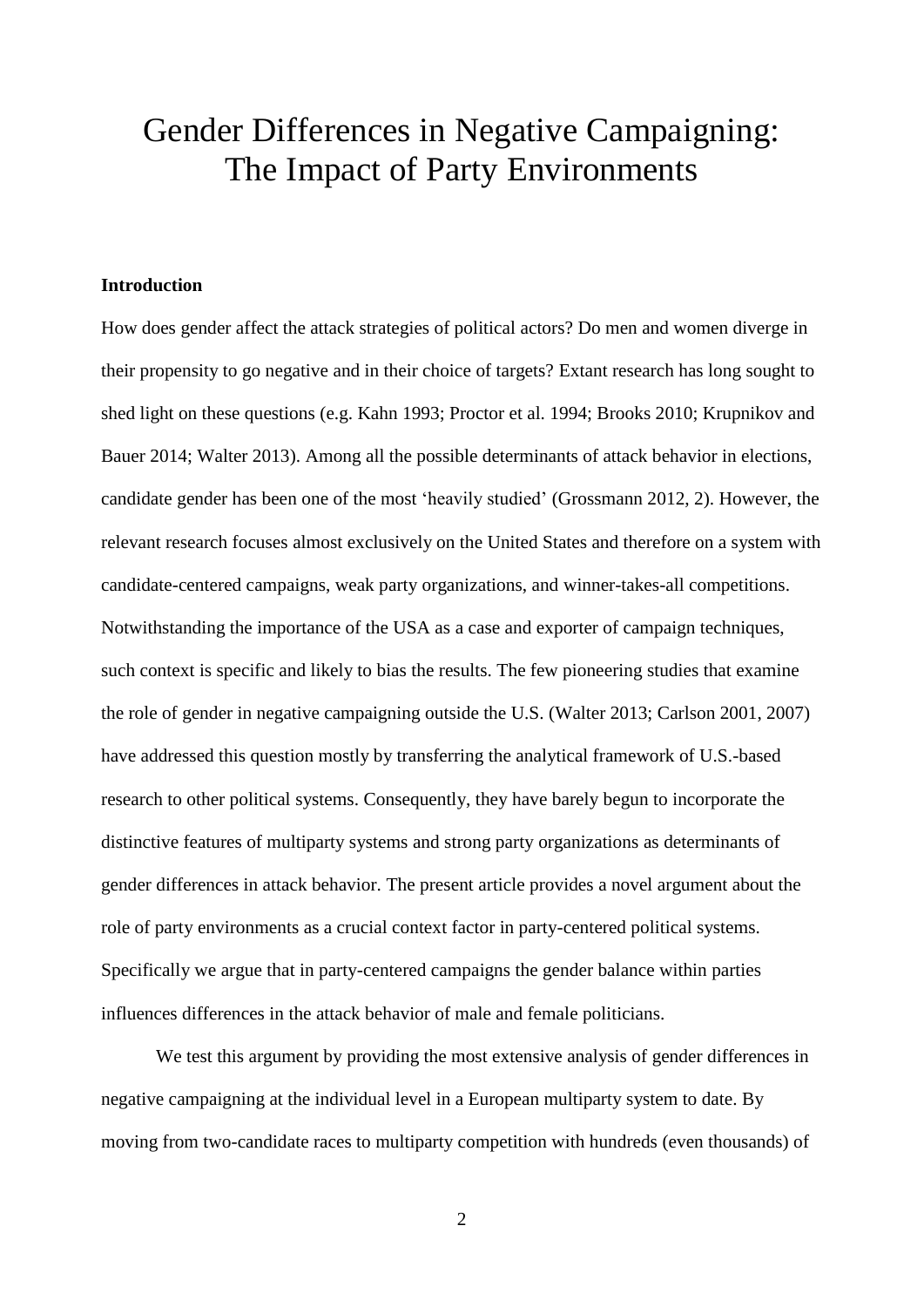# Gender Differences in Negative Campaigning: The Impact of Party Environments

**Introduction**

How does gender affect the attack strategies of political actors? Do men and women diverge in their propensity to go negative and in their choice of targets? Extant research has long sought to shed light on these questions (e.g. Kahn 1993; Proctor et al. 1994; Brooks 2010; Krupnikov and Bauer 2014; Walter 2013). Among all the possible determinants of attack behavior in elections, candidate gender has been one of the most 'heavily studied' (Grossmann 2012, 2). However, the relevant research focuses almost exclusively on the United States and therefore on a system with candidate-centered campaigns, weak party organizations, and winner-takes-all competitions. Notwithstanding the importance of the USA as a case and exporter of campaign techniques, such context is specific and likely to bias the results. The few pioneering studies that examine the role of gender in negative campaigning outside the U.S. (Walter 2013; Carlson 2001, 2007) have addressed this question mostly by transferring the analytical framework of U.S.-based research to other political systems. Consequently, they have barely begun to incorporate the distinctive features of multiparty systems and strong party organizations as determinants of gender differences in attack behavior. The present article provides a novel argument about the role of party environments as a crucial context factor in party-centered political systems. Specifically we argue that in party-centered campaigns the gender balance within parties influences differences in the attack behavior of male and female politicians.

We test this argument by providing the most extensive analysis of gender differences in negative campaigning at the individual level in a European multiparty system to date. By moving from two-candidate races to multiparty competition with hundreds (even thousands) of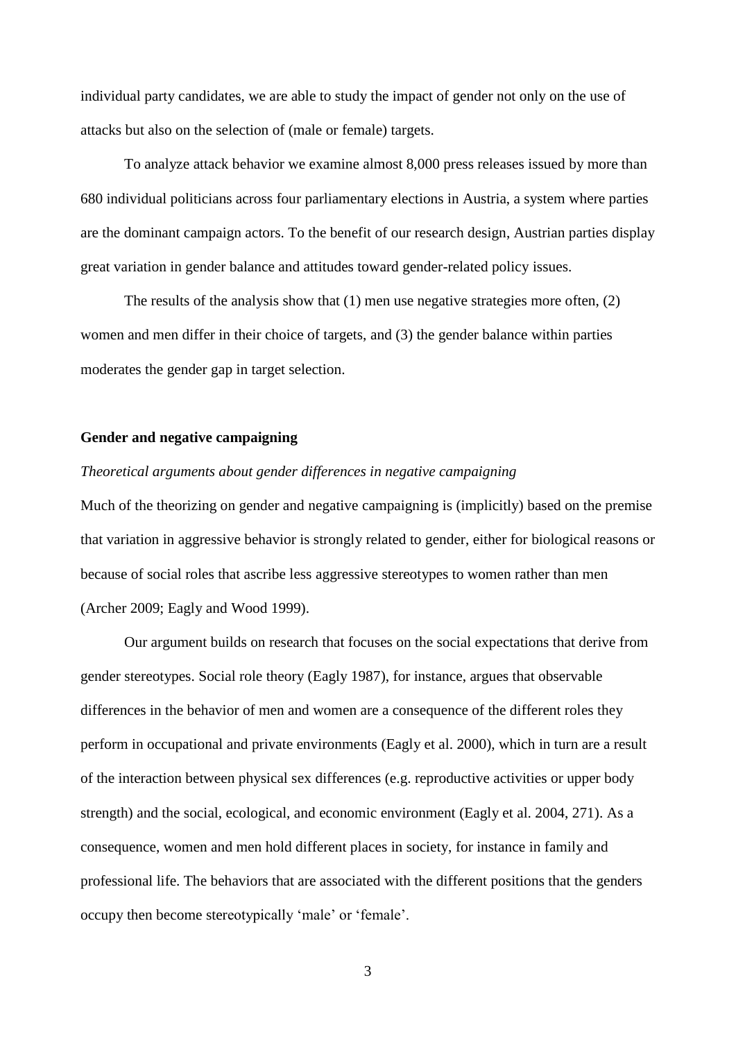individual party candidates, we are able to study the impact of gender not only on the use of attacks but also on the selection of (male or female) targets.

To analyze attack behavior we examine almost 8,000 press releases issued by more than 680 individual politicians across four parliamentary elections in Austria, a system where parties are the dominant campaign actors. To the benefit of our research design, Austrian parties display great variation in gender balance and attitudes toward gender-related policy issues.

The results of the analysis show that (1) men use negative strategies more often, (2) women and men differ in their choice of targets, and (3) the gender balance within parties moderates the gender gap in target selection.

## Gender and negative campaigning

### *Theoretical arguments about gender differences in negative campaigning*

Much of the theorizing on gender and negative campaigning is (implicitly) based on the premise that variation in aggressive behavior is strongly related to gender, either for biological reasons or because of social roles that ascribe less aggressive stereotypes to women rather than men (Archer 2009; Eagly and Wood 1999).

Our argument builds on research that focuses on the social expectations that derive from gender stereotypes. Social role theory (Eagly 1987), for instance, argues that observable differences in the behavior of men and women are a consequence of the different roles they perform in occupational and private environments (Eagly et al. 2000), which in turn are a result of the interaction between physical sex differences (e.g. reproductive activities or upper body strength) and the social, ecological, and economic environment (Eagly et al. 2004, 271). As a consequence, women and men hold different places in society, for instance in family and professional life. The behaviors that are associated with the different positions that the genders occupy then become stereotypically 'male' or 'female'.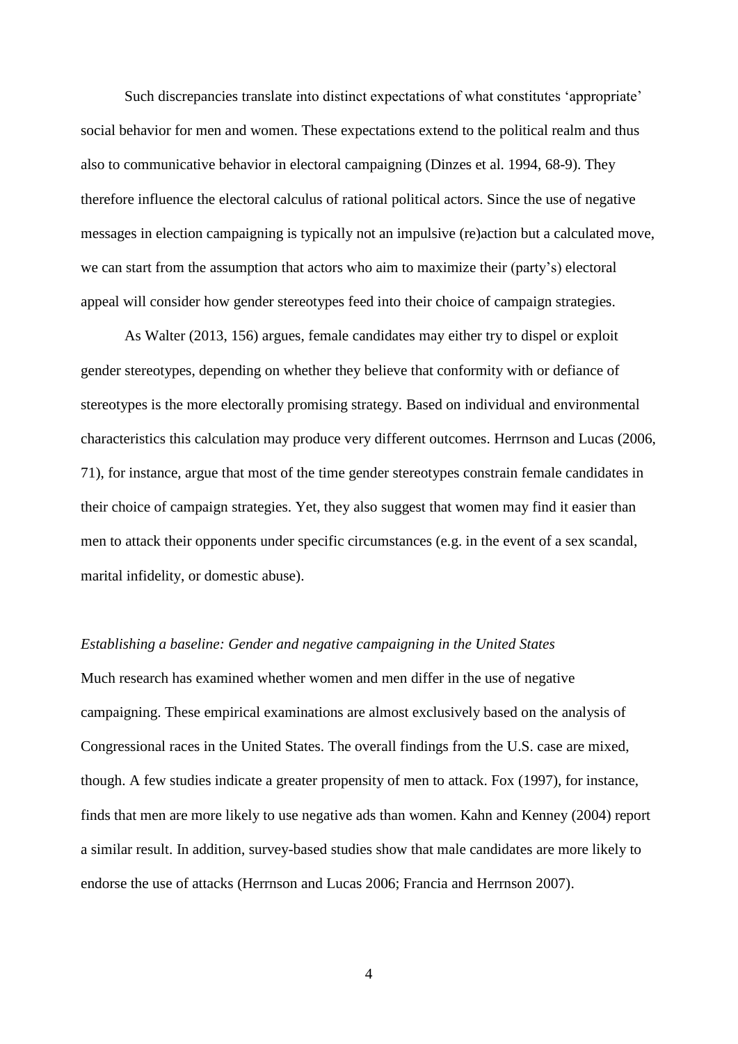Such discrepancies translate into distinct expectations of what constitutes 'appropriate' social behavior for men and women. These expectations extend to the political realm and thus also to communicative behavior in electoral campaigning (Dinzes et al. 1994, 68-9). They therefore influence the electoral calculus of rational political actors. Since the use of negative messages in election campaigning is typically not an impulsive (re)action but a calculated move, we can start from the assumption that actors who aim to maximize their (party's) electoral appeal will consider how gender stereotypes feed into their choice of campaign strategies.

As Walter (2013, 156) argues, female candidates may either try to dispel or exploit gender stereotypes, depending on whether they believe that conformity with or defiance of stereotypes is the more electorally promising strategy. Based on individual and environmental characteristics this calculation may produce very different outcomes. Herrnson and Lucas (2006, 71), for instance, argue that most of the time gender stereotypes constrain female candidates in their choice of campaign strategies. Yet, they also suggest that women may find it easier than men to attack their opponents under specific circumstances (e.g. in the event of a sex scandal, marital infidelity, or domestic abuse).

*Establishing a baseline: Gender and negative campaigning in the United States*

Much research has examined whether women and men differ in the use of negative campaigning. These empirical examinations are almost exclusively based on the analysis of Congressional races in the United States. The overall findings from the U.S. case are mixed, though. A few studies indicate a greater propensity of men to attack. Fox (1997), for instance, finds that men are more likely to use negative ads than women. Kahn and Kenney (2004) report a similar result. In addition, survey-based studies show that male candidates are more likely to endorse the use of attacks (Herrnson and Lucas 2006; Francia and Herrnson 2007).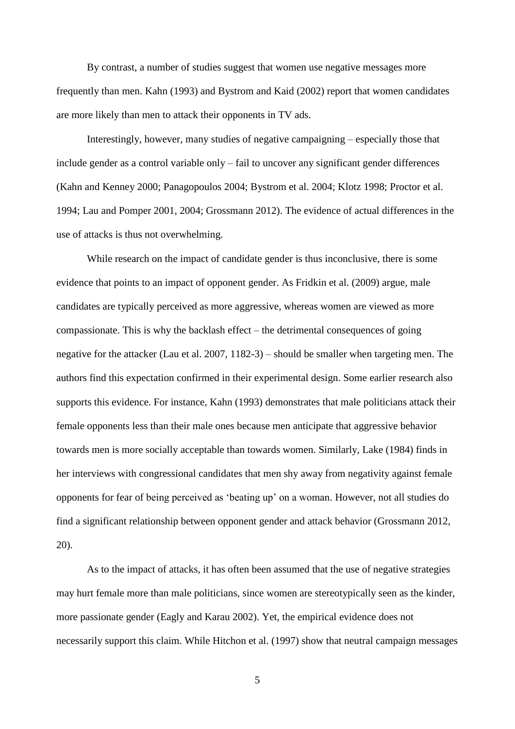By contrast, a number of studies suggest that women use negative messages more frequently than men. Kahn (1993) and Bystrom and Kaid (2002) report that women candidates are more likely than men to attack their opponents in TV ads.

Interestingly, however, many studies of negative campaigning – especially those that include gender as a control variable only – fail to uncover any significant gender differences (Kahn and Kenney 2000; Panagopoulos 2004; Bystrom et al. 2004; Klotz 1998; Proctor et al. 1994; Lau and Pomper 2001, 2004; Grossmann 2012). The evidence of actual differences in the use of attacks is thus not overwhelming.

While research on the impact of candidate gender is thus inconclusive, there is some evidence that points to an impact of opponent gender. As Fridkin et al. (2009) argue, male candidates are typically perceived as more aggressive, whereas women are viewed as more compassionate. This is why the backlash effect – the detrimental consequences of going negative for the attacker (Lau et al. 2007, 1182-3) – should be smaller when targeting men. The authors find this expectation confirmed in their experimental design. Some earlier research also supports this evidence. For instance, Kahn (1993) demonstrates that male politicians attack their female opponents less than their male ones because men anticipate that aggressive behavior towards men is more socially acceptable than towards women. Similarly, Lake (1984) finds in her interviews with congressional candidates that men shy away from negativity against female opponents for fear of being perceived as 'beating up' on a woman. However, not all studies do find a significant relationship between opponent gender and attack behavior (Grossmann 2012, 20).

As to the impact of attacks, it has often been assumed that the use of negative strategies may hurt female more than male politicians, since women are stereotypically seen as the kinder, more passionate gender (Eagly and Karau 2002). Yet, the empirical evidence does not necessarily support this claim. While Hitchon et al. (1997) show that neutral campaign messages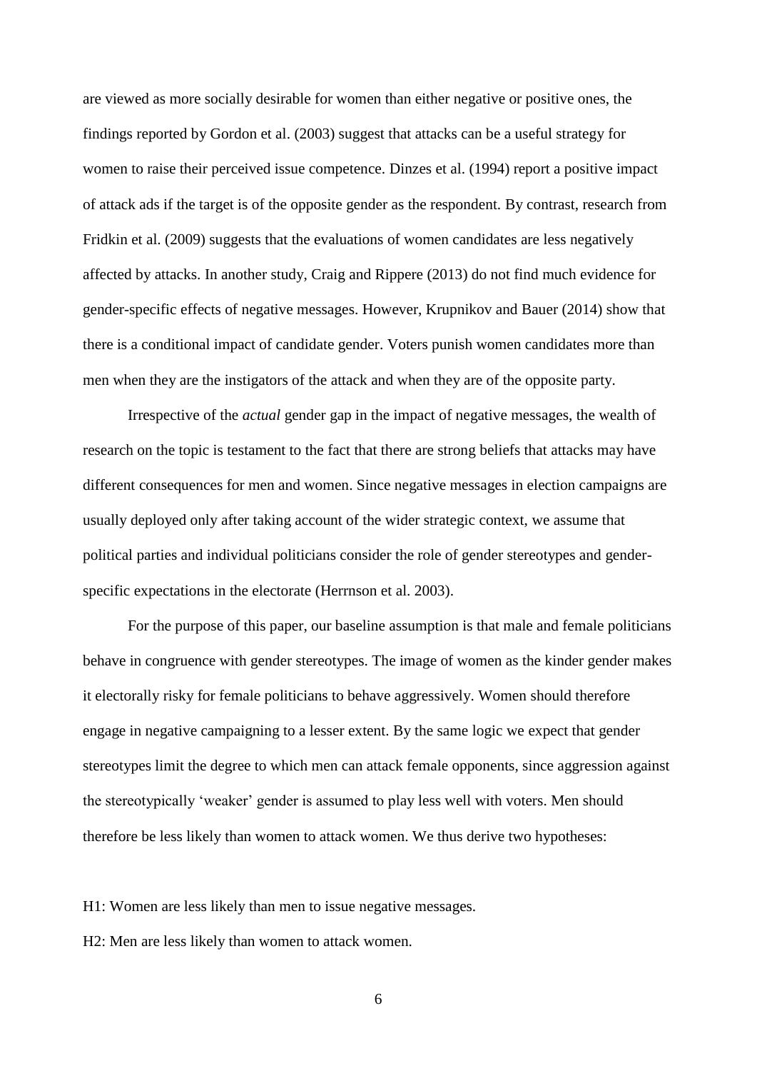are viewed as more socially desirable for women than either negative or positive ones, the findings reported by Gordon et al. (2003) suggest that attacks can be a useful strategy for women to raise their perceived issue competence. Dinzes et al. (1994) report a positive impact of attack ads if the target is of the opposite gender as the respondent. By contrast, research from Fridkin et al. (2009) suggests that the evaluations of women candidates are less negatively affected by attacks. In another study, Craig and Rippere (2013) do not find much evidence for gender-specific effects of negative messages. However, Krupnikov and Bauer (2014) show that there is a conditional impact of candidate gender. Voters punish women candidates more than men when they are the instigators of the attack and when they are of the opposite party.

Irrespective of the *actual* gender gap in the impact of negative messages, the wealth of research on the topic is testament to the fact that there are strong beliefs that attacks may have different consequences for men and women. Since negative messages in election campaigns are usually deployed only after taking account of the wider strategic context, we assume that political parties and individual politicians consider the role of gender stereotypes and gender-specific expectations in the electorate (Herrnson et al. 2003).

For the purpose of this paper, our baseline assumption is that male and female politicians behave in congruence with gender stereotypes. The image of women as the kinder gender makes it electorally risky for female politicians to behave aggressively. Women should therefore engage in negative campaigning to a lesser extent. By the same logic we expect that gender stereotypes limit the degree to which men can attack female opponents, since aggression against the stereotypically 'weaker' gender is assumed to play less well with voters. Men should therefore be less likely than women to attack women. We thus derive two hypotheses:

H1: Women are less likely than men to issue negative messages.

H2: Men are less likely than women to attack women.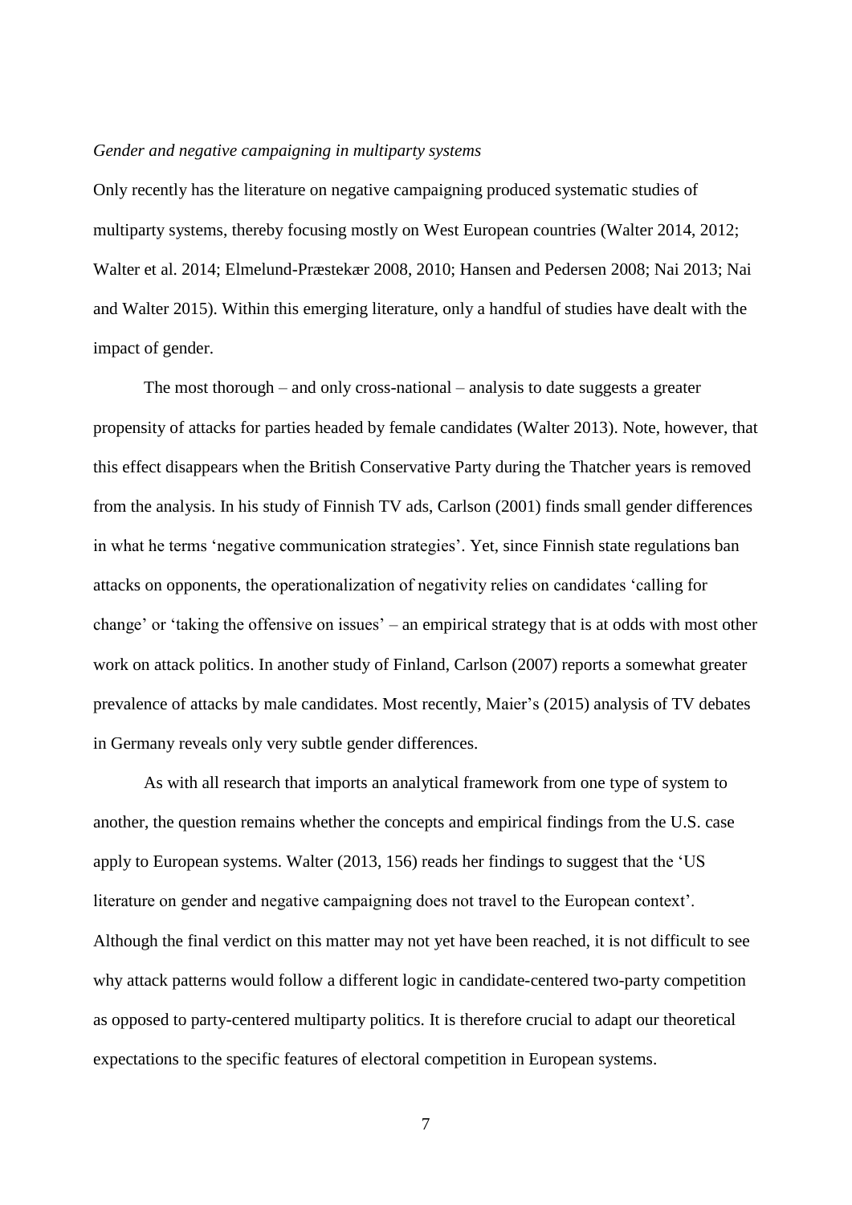*Gender and negative campaigning in multiparty systems*

Only recently has the literature on negative campaigning produced systematic studies of multiparty systems, thereby focusing mostly on West European countries (Walter 2014, 2012; Walter et al. 2014; Elmelund-Præstekær 2008, 2010; Hansen and Pedersen 2008; Nai 2013; Nai and Walter 2015). Within this emerging literature, only a handful of studies have dealt with the impact of gender.

The most thorough – and only cross-national – analysis to date suggests a greater propensity of attacks for parties headed by female candidates (Walter 2013). Note, however, that this effect disappears when the British Conservative Party during the Thatcher years is removed from the analysis. In his study of Finnish TV ads, Carlson (2001) finds small gender differences in what he terms 'negative communication strategies'. Yet, since Finnish state regulations ban attacks on opponents, the operationalization of negativity relies on candidates 'calling for change' or 'taking the offensive on issues' – an empirical strategy that is at odds with most other work on attack politics. In another study of Finland, Carlson (2007) reports a somewhat greater prevalence of attacks by male candidates. Most recently, Maier's (2015) analysis of TV debates in Germany reveals only very subtle gender differences.

As with all research that imports an analytical framework from one type of system to another, the question remains whether the concepts and empirical findings from the U.S. case apply to European systems. Walter (2013, 156) reads her findings to suggest that the 'US literature on gender and negative campaigning does not travel to the European context'. Although the final verdict on this matter may not yet have been reached, it is not difficult to see why attack patterns would follow a different logic in candidate-centered two-party competition as opposed to party-centered multiparty politics. It is therefore crucial to adapt our theoretical expectations to the specific features of electoral competition in European systems.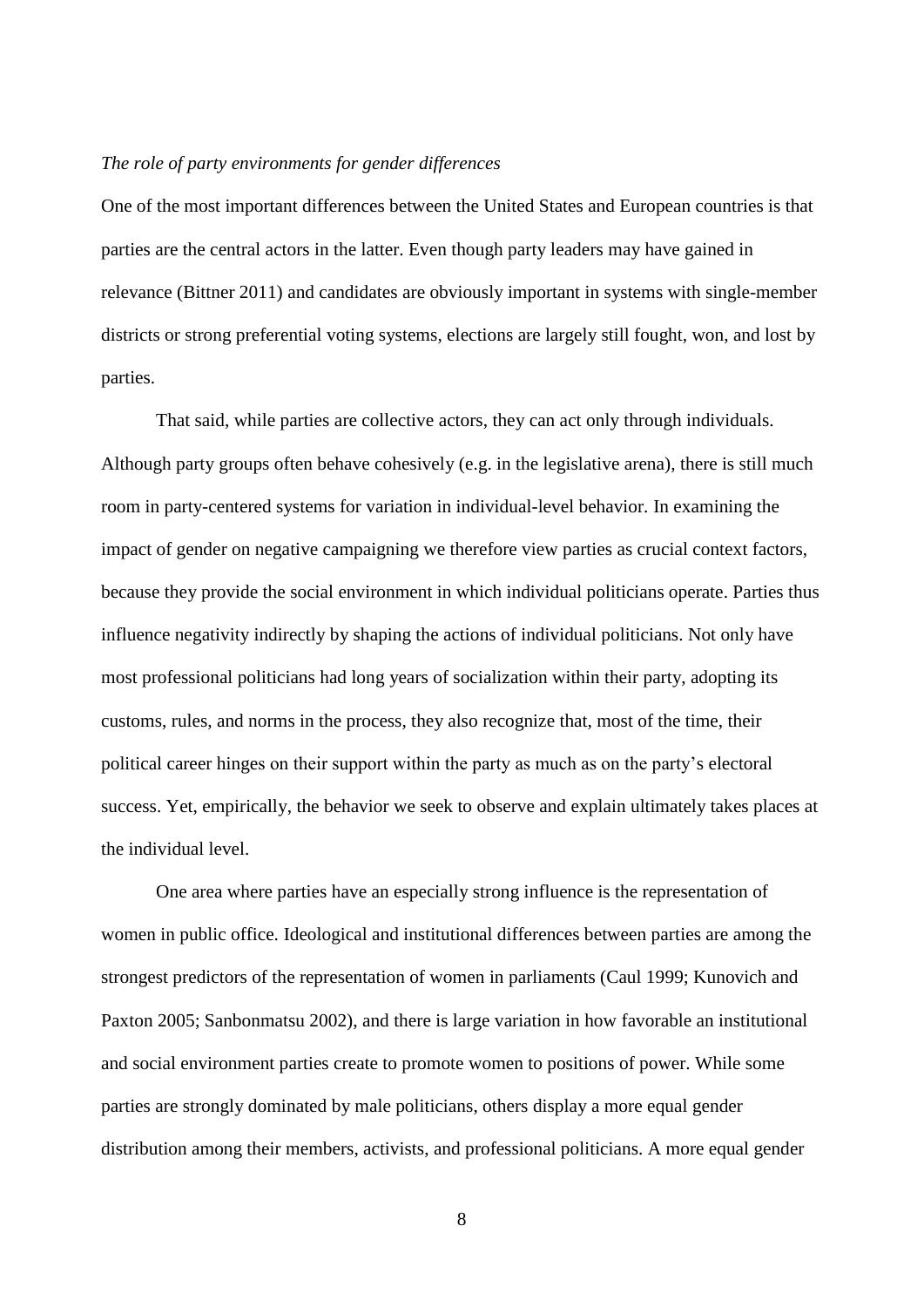*The role of party environments for gender differences*

One of the most important differences between the United States and European countries is that parties are the central actors in the latter. Even though party leaders may have gained in relevance (Bittner 2011) and candidates are obviously important in systems with single-member districts or strong preferential voting systems, elections are largely still fought, won, and lost by parties.

That said, while parties are collective actors, they can act only through individuals. Although party groups often behave cohesively (e.g. in the legislative arena), there is still much room in party-centered systems for variation in individual-level behavior. In examining the impact of gender on negative campaigning we therefore view parties as crucial context factors, because they provide the social environment in which individual politicians operate. Parties thus influence negativity indirectly by shaping the actions of individual politicians. Not only have most professional politicians had long years of socialization within their party, adopting its customs, rules, and norms in the process, they also recognize that, most of the time, their political career hinges on their support within the party as much as on the party's electoral success. Yet, empirically, the behavior we seek to observe and explain ultimately takes places at the individual level.

One area where parties have an especially strong influence is the representation of women in public office. Ideological and institutional differences between parties are among the strongest predictors of the representation of women in parliaments (Caul 1999; Kunovich and Paxton 2005; Sanbonmatsu 2002), and there is large variation in how favorable an institutional and social environment parties create to promote women to positions of power. While some parties are strongly dominated by male politicians, others display a more equal gender distribution among their members, activists, and professional politicians. A more equal gender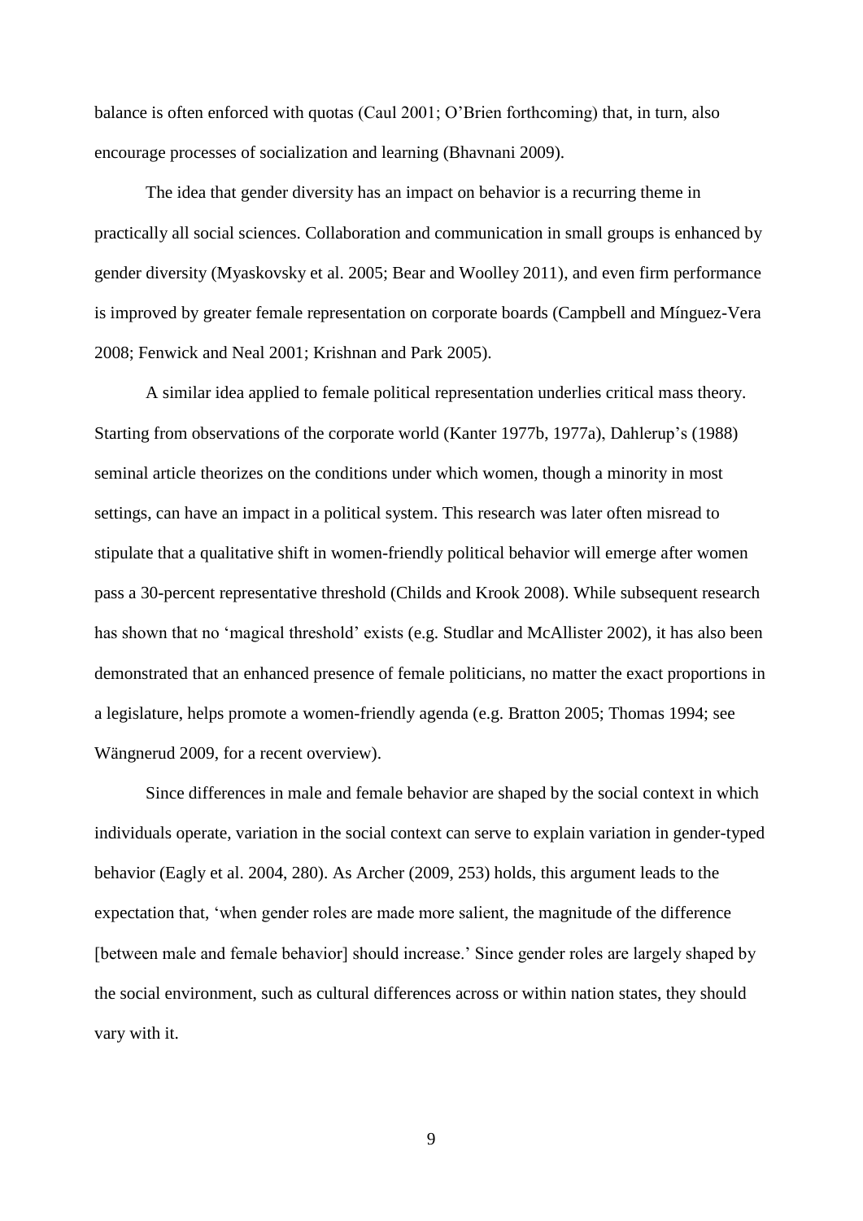balance is often enforced with quotas (Caul 2001; O'Brien forthcoming) that, in turn, also encourage processes of socialization and learning (Bhavnani 2009).

The idea that gender diversity has an impact on behavior is a recurring theme in practically all social sciences. Collaboration and communication in small groups is enhanced by gender diversity (Myaskovsky et al. 2005; Bear and Woolley 2011), and even firm performance is improved by greater female representation on corporate boards (Campbell and Mínguez-Vera 2008; Fenwick and Neal 2001; Krishnan and Park 2005).

A similar idea applied to female political representation underlies critical mass theory. Starting from observations of the corporate world (Kanter 1977b, 1977a), Dahlerup's (1988) seminal article theorizes on the conditions under which women, though a minority in most settings, can have an impact in a political system. This research was later often misread to stipulate that a qualitative shift in women-friendly political behavior will emerge after women pass a 30-percent representative threshold (Childs and Krook 2008). While subsequent research has shown that no 'magical threshold' exists (e.g. Studlar and McAllister 2002), it has also been demonstrated that an enhanced presence of female politicians, no matter the exact proportions in a legislature, helps promote a women-friendly agenda (e.g. Bratton 2005; Thomas 1994; see Wängnerud 2009, for a recent overview).

Since differences in male and female behavior are shaped by the social context in which individuals operate, variation in the social context can serve to explain variation in gender-typed behavior (Eagly et al. 2004, 280). As Archer (2009, 253) holds, this argument leads to the expectation that, 'when gender roles are made more salient, the magnitude of the difference [between male and female behavior] should increase.' Since gender roles are largely shaped by the social environment, such as cultural differences across or within nation states, they should vary with it.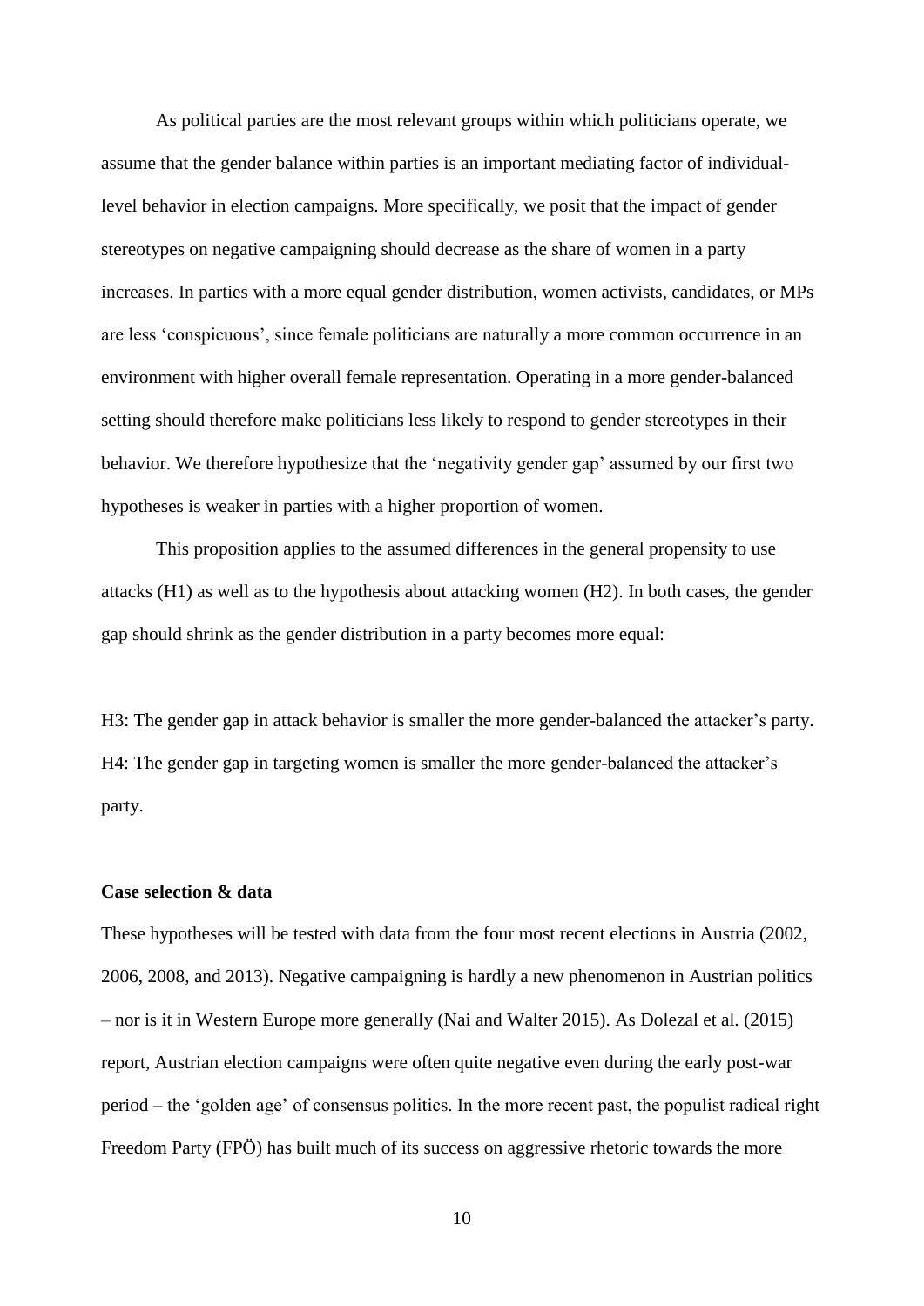As political parties are the most relevant groups within which politicians operate, we assume that the gender balance within parties is an important mediating factor of individual-level behavior in election campaigns. More specifically, we posit that the impact of gender stereotypes on negative campaigning should decrease as the share of women in a party increases. In parties with a more equal gender distribution, women activists, candidates, or MPs are less 'conspicuous', since female politicians are naturally a more common occurrence in an environment with higher overall female representation. Operating in a more gender-balanced setting should therefore make politicians less likely to respond to gender stereotypes in their behavior. We therefore hypothesize that the 'negativity gender gap' assumed by our first two hypotheses is weaker in parties with a higher proportion of women.

This proposition applies to the assumed differences in the general propensity to use attacks (H1) as well as to the hypothesis about attacking women (H2). In both cases, the gender gap should shrink as the gender distribution in a party becomes more equal:

H3: The gender gap in attack behavior is smaller the more gender-balanced the attacker's party.
H4: The gender gap in targeting women is smaller the more gender-balanced the attacker's party.

**Case selection & data**

These hypotheses will be tested with data from the four most recent elections in Austria (2002, 2006, 2008, and 2013). Negative campaigning is hardly a new phenomenon in Austrian politics – nor is it in Western Europe more generally (Nai and Walter 2015). As Dolezal et al. (2015) report, Austrian election campaigns were often quite negative even during the early post-war period – the 'golden age' of consensus politics. In the more recent past, the populist radical right Freedom Party (FPÖ) has built much of its success on aggressive rhetoric towards the more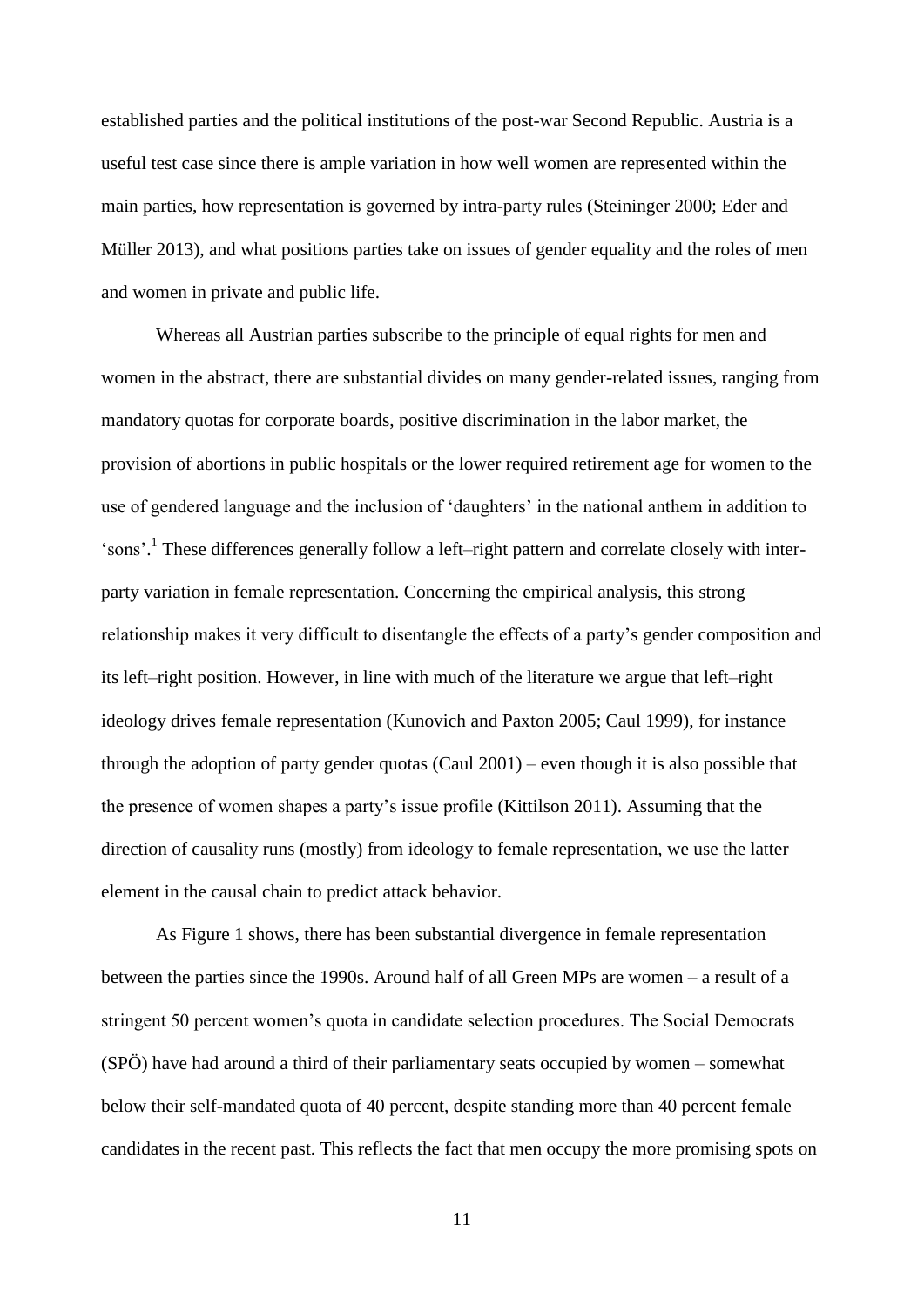established parties and the political institutions of the post-war Second Republic. Austria is a useful test case since there is ample variation in how well women are represented within the main parties, how representation is governed by intra-party rules (Steininger 2000; Eder and Müller 2013), and what positions parties take on issues of gender equality and the roles of men and women in private and public life.

Whereas all Austrian parties subscribe to the principle of equal rights for men and women in the abstract, there are substantial divides on many gender-related issues, ranging from mandatory quotas for corporate boards, positive discrimination in the labor market, the provision of abortions in public hospitals or the lower required retirement age for women to the use of gendered language and the inclusion of 'daughters' in the national anthem in addition to 'sons'.[1] These differences generally follow a left–right pattern and correlate closely with inter-party variation in female representation. Concerning the empirical analysis, this strong relationship makes it very difficult to disentangle the effects of a party's gender composition and its left–right position. However, in line with much of the literature we argue that left–right ideology drives female representation (Kunovich and Paxton 2005; Caul 1999), for instance through the adoption of party gender quotas (Caul 2001) – even though it is also possible that the presence of women shapes a party's issue profile (Kittilson 2011). Assuming that the direction of causality runs (mostly) from ideology to female representation, we use the latter element in the causal chain to predict attack behavior.

As Figure 1 shows, there has been substantial divergence in female representation between the parties since the 1990s. Around half of all Green MPs are women – a result of a stringent 50 percent women's quota in candidate selection procedures. The Social Democrats (SPÖ) have had around a third of their parliamentary seats occupied by women – somewhat below their self-mandated quota of 40 percent, despite standing more than 40 percent female candidates in the recent past. This reflects the fact that men occupy the more promising spots on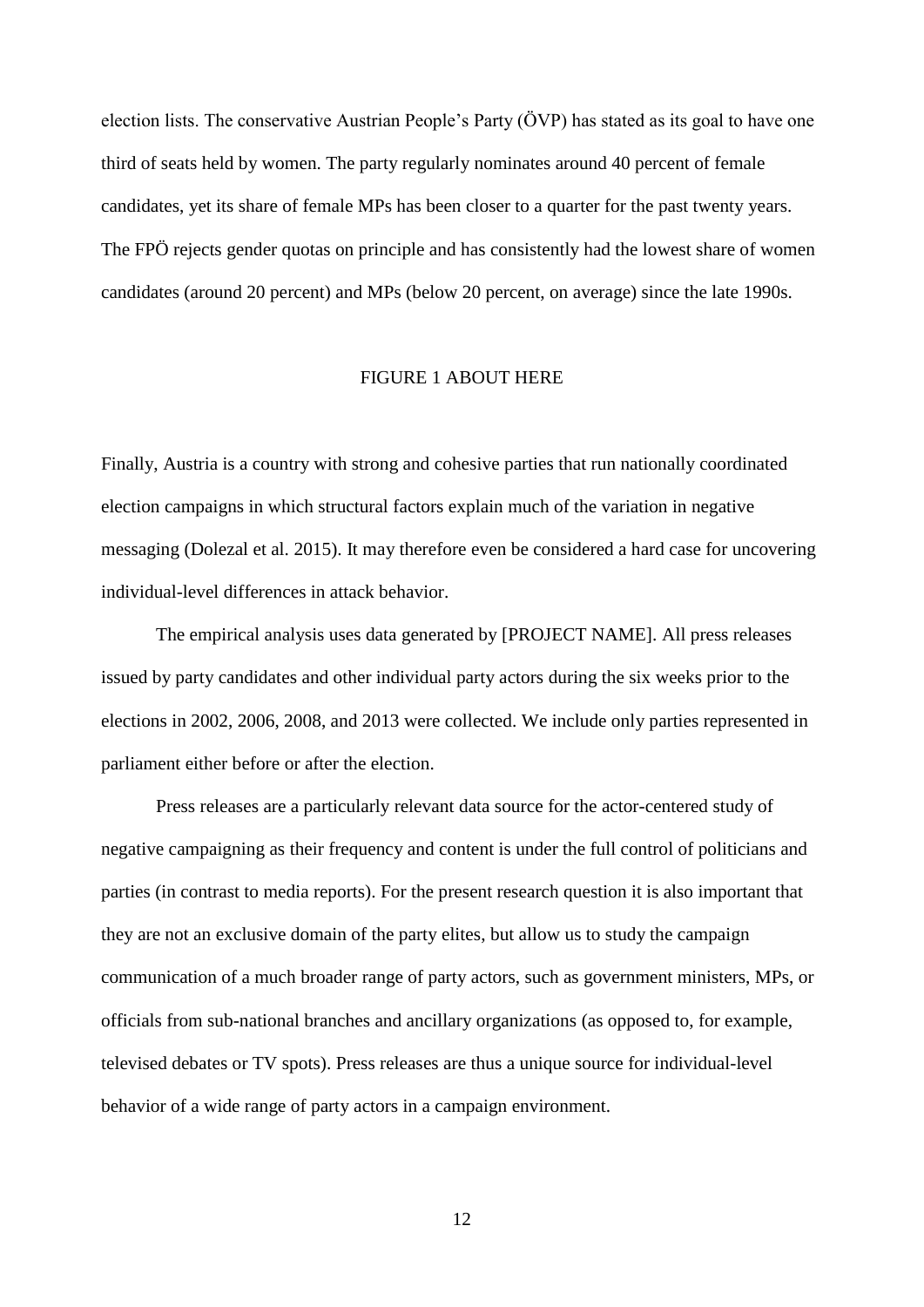election lists. The conservative Austrian People's Party (ÖVP) has stated as its goal to have one third of seats held by women. The party regularly nominates around 40 percent of female candidates, yet its share of female MPs has been closer to a quarter for the past twenty years. The FPÖ rejects gender quotas on principle and has consistently had the lowest share of women candidates (around 20 percent) and MPs (below 20 percent, on average) since the late 1990s.

FIGURE 1 ABOUT HERE

Finally, Austria is a country with strong and cohesive parties that run nationally coordinated election campaigns in which structural factors explain much of the variation in negative messaging (Dolezal et al. 2015). It may therefore even be considered a hard case for uncovering individual-level differences in attack behavior.

The empirical analysis uses data generated by [PROJECT NAME]. All press releases issued by party candidates and other individual party actors during the six weeks prior to the elections in 2002, 2006, 2008, and 2013 were collected. We include only parties represented in parliament either before or after the election.

Press releases are a particularly relevant data source for the actor-centered study of negative campaigning as their frequency and content is under the full control of politicians and parties (in contrast to media reports). For the present research question it is also important that they are not an exclusive domain of the party elites, but allow us to study the campaign communication of a much broader range of party actors, such as government ministers, MPs, or officials from sub-national branches and ancillary organizations (as opposed to, for example, televised debates or TV spots). Press releases are thus a unique source for individual-level behavior of a wide range of party actors in a campaign environment.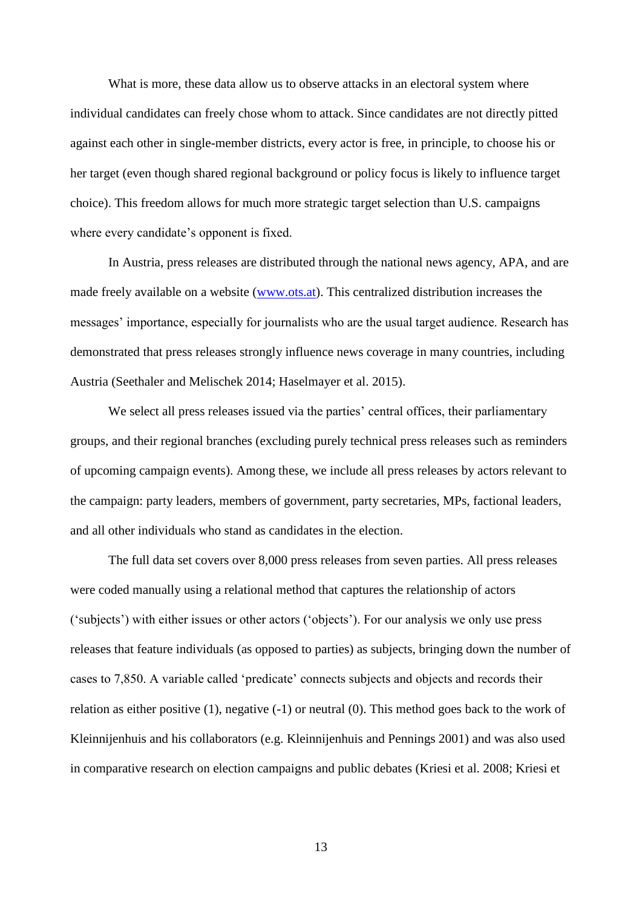What is more, these data allow us to observe attacks in an electoral system where individual candidates can freely chose whom to attack. Since candidates are not directly pitted against each other in single-member districts, every actor is free, in principle, to choose his or her target (even though shared regional background or policy focus is likely to influence target choice). This freedom allows for much more strategic target selection than U.S. campaigns where every candidate's opponent is fixed.

In Austria, press releases are distributed through the national news agency, APA, and are made freely available on a website (www.ots.at). This centralized distribution increases the messages' importance, especially for journalists who are the usual target audience. Research has demonstrated that press releases strongly influence news coverage in many countries, including Austria (Seethaler and Melischek 2014; Haselmayer et al. 2015).

We select all press releases issued via the parties' central offices, their parliamentary groups, and their regional branches (excluding purely technical press releases such as reminders of upcoming campaign events). Among these, we include all press releases by actors relevant to the campaign: party leaders, members of government, party secretaries, MPs, factional leaders, and all other individuals who stand as candidates in the election.

The full data set covers over 8,000 press releases from seven parties. All press releases were coded manually using a relational method that captures the relationship of actors ('subjects') with either issues or other actors ('objects'). For our analysis we only use press releases that feature individuals (as opposed to parties) as subjects, bringing down the number of cases to 7,850. A variable called 'predicate' connects subjects and objects and records their relation as either positive (1), negative (-1) or neutral (0). This method goes back to the work of Kleinnijenhuis and his collaborators (e.g. Kleinnijenhuis and Pennings 2001) and was also used in comparative research on election campaigns and public debates (Kriesi et al. 2008; Kriesi et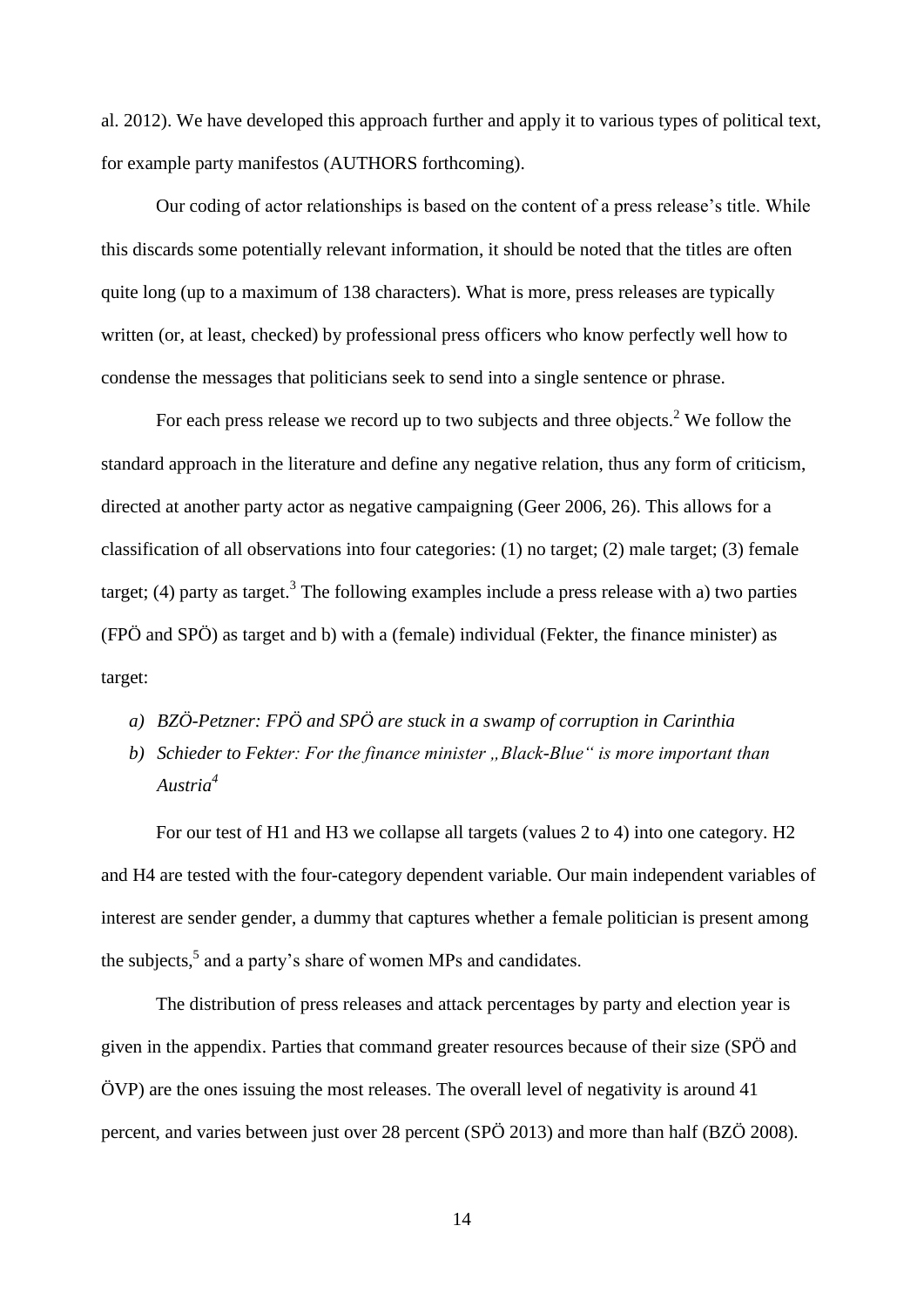al. 2012). We have developed this approach further and apply it to various types of political text, for example party manifestos (AUTHORS forthcoming).

Our coding of actor relationships is based on the content of a press release's title. While this discards some potentially relevant information, it should be noted that the titles are often quite long (up to a maximum of 138 characters). What is more, press releases are typically written (or, at least, checked) by professional press officers who know perfectly well how to condense the messages that politicians seek to send into a single sentence or phrase.

For each press release we record up to two subjects and three objects.[2] We follow the standard approach in the literature and define any negative relation, thus any form of criticism, directed at another party actor as negative campaigning (Geer 2006, 26). This allows for a classification of all observations into four categories: (1) no target; (2) male target; (3) female target; (4) party as target.[3] The following examples include a press release with a) two parties (FPÖ and SPÖ) as target and b) with a (female) individual (Fekter, the finance minister) as target:

a) *BZÖ-Petzner: FPÖ and SPÖ are stuck in a swamp of corruption in Carinthia*
b) *Schieder to Fekter: For the finance minister „Black-Blue" is more important than Austria*[4]

For our test of H1 and H3 we collapse all targets (values 2 to 4) into one category. H2 and H4 are tested with the four-category dependent variable. Our main independent variables of interest are sender gender, a dummy that captures whether a female politician is present among the subjects,[5] and a party's share of women MPs and candidates.

The distribution of press releases and attack percentages by party and election year is given in the appendix. Parties that command greater resources because of their size (SPÖ and ÖVP) are the ones issuing the most releases. The overall level of negativity is around 41 percent, and varies between just over 28 percent (SPÖ 2013) and more than half (BZÖ 2008).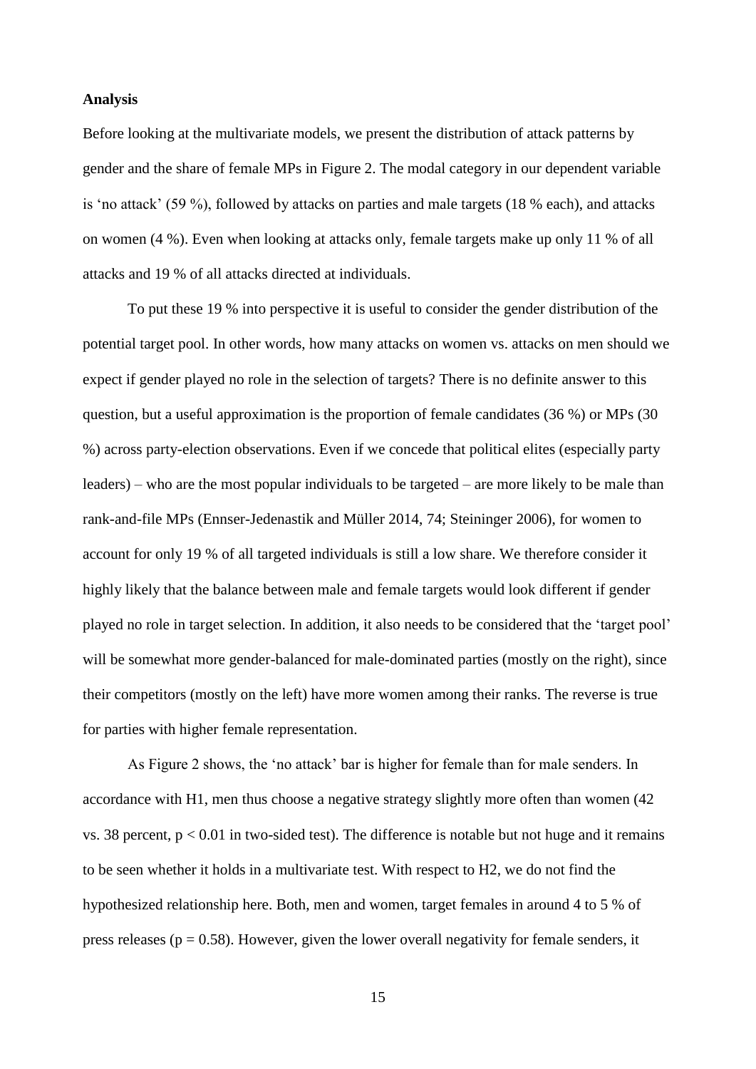## Analysis

Before looking at the multivariate models, we present the distribution of attack patterns by gender and the share of female MPs in Figure 2. The modal category in our dependent variable is 'no attack' (59 %), followed by attacks on parties and male targets (18 % each), and attacks on women (4 %). Even when looking at attacks only, female targets make up only 11 % of all attacks and 19 % of all attacks directed at individuals.

To put these 19 % into perspective it is useful to consider the gender distribution of the potential target pool. In other words, how many attacks on women vs. attacks on men should we expect if gender played no role in the selection of targets? There is no definite answer to this question, but a useful approximation is the proportion of female candidates (36 %) or MPs (30 %) across party-election observations. Even if we concede that political elites (especially party leaders) – who are the most popular individuals to be targeted – are more likely to be male than rank-and-file MPs (Ennser-Jedenastik and Müller 2014, 74; Steininger 2006), for women to account for only 19 % of all targeted individuals is still a low share. We therefore consider it highly likely that the balance between male and female targets would look different if gender played no role in target selection. In addition, it also needs to be considered that the 'target pool' will be somewhat more gender-balanced for male-dominated parties (mostly on the right), since their competitors (mostly on the left) have more women among their ranks. The reverse is true for parties with higher female representation.

As Figure 2 shows, the 'no attack' bar is higher for female than for male senders. In accordance with H1, men thus choose a negative strategy slightly more often than women (42 vs. 38 percent, $p < 0.01$ in two-sided test). The difference is notable but not huge and it remains to be seen whether it holds in a multivariate test. With respect to H2, we do not find the hypothesized relationship here. Both, men and women, target females in around 4 to 5 % of press releases ($p = 0.58$). However, given the lower overall negativity for female senders, it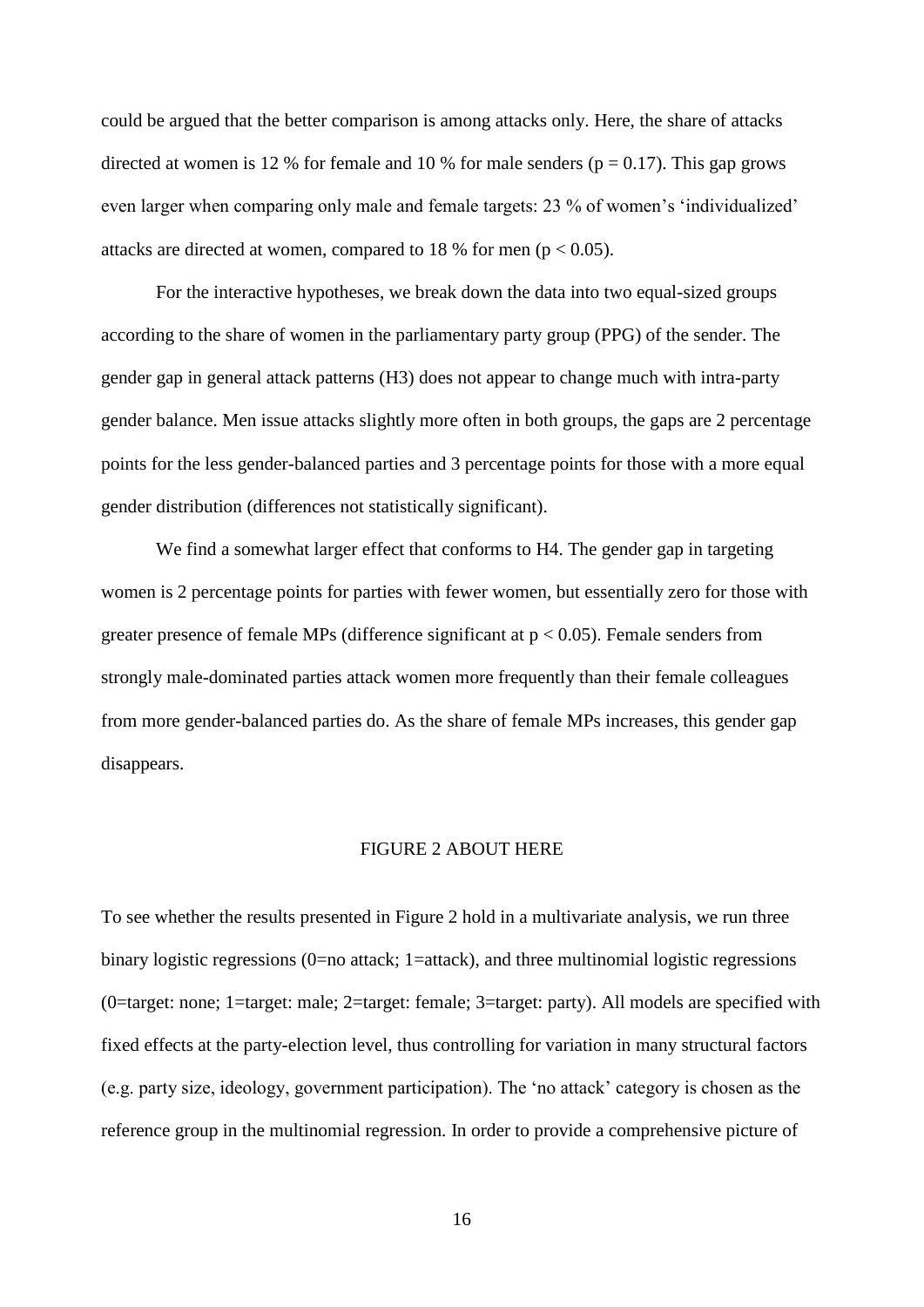could be argued that the better comparison is among attacks only. Here, the share of attacks directed at women is 12 % for female and 10 % for male senders ($p = 0.17$). This gap grows even larger when comparing only male and female targets: 23 % of women's 'individualized' attacks are directed at women, compared to 18 % for men ($p < 0.05$).

For the interactive hypotheses, we break down the data into two equal-sized groups according to the share of women in the parliamentary party group (PPG) of the sender. The gender gap in general attack patterns (H3) does not appear to change much with intra-party gender balance. Men issue attacks slightly more often in both groups, the gaps are 2 percentage points for the less gender-balanced parties and 3 percentage points for those with a more equal gender distribution (differences not statistically significant).

We find a somewhat larger effect that conforms to H4. The gender gap in targeting women is 2 percentage points for parties with fewer women, but essentially zero for those with greater presence of female MPs (difference significant at $p < 0.05$). Female senders from strongly male-dominated parties attack women more frequently than their female colleagues from more gender-balanced parties do. As the share of female MPs increases, this gender gap disappears.

FIGURE 2 ABOUT HERE

To see whether the results presented in Figure 2 hold in a multivariate analysis, we run three binary logistic regressions (0=no attack; 1=attack), and three multinomial logistic regressions (0=target: none; 1=target: male; 2=target: female; 3=target: party). All models are specified with fixed effects at the party-election level, thus controlling for variation in many structural factors (e.g. party size, ideology, government participation). The 'no attack' category is chosen as the reference group in the multinomial regression. In order to provide a comprehensive picture of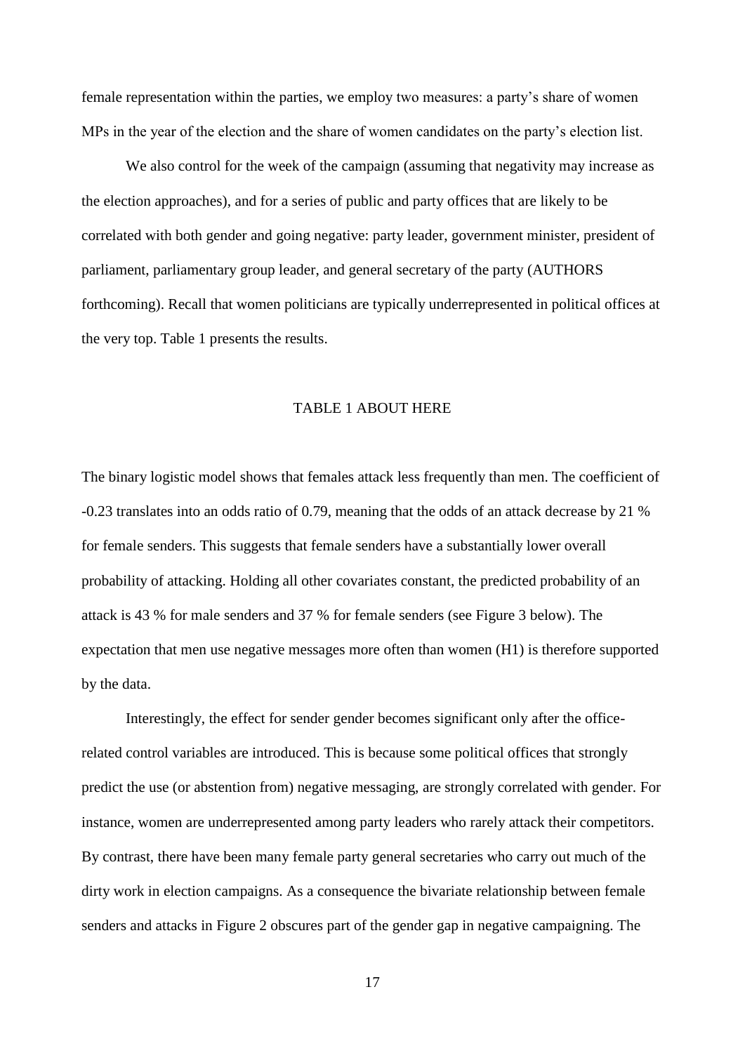female representation within the parties, we employ two measures: a party's share of women MPs in the year of the election and the share of women candidates on the party's election list.

We also control for the week of the campaign (assuming that negativity may increase as the election approaches), and for a series of public and party offices that are likely to be correlated with both gender and going negative: party leader, government minister, president of parliament, parliamentary group leader, and general secretary of the party (AUTHORS forthcoming). Recall that women politicians are typically underrepresented in political offices at the very top. Table 1 presents the results.

TABLE 1 ABOUT HERE

The binary logistic model shows that females attack less frequently than men. The coefficient of -0.23 translates into an odds ratio of 0.79, meaning that the odds of an attack decrease by 21 % for female senders. This suggests that female senders have a substantially lower overall probability of attacking. Holding all other covariates constant, the predicted probability of an attack is 43 % for male senders and 37 % for female senders (see Figure 3 below). The expectation that men use negative messages more often than women (H1) is therefore supported by the data.

Interestingly, the effect for sender gender becomes significant only after the office-related control variables are introduced. This is because some political offices that strongly predict the use (or abstention from) negative messaging, are strongly correlated with gender. For instance, women are underrepresented among party leaders who rarely attack their competitors. By contrast, there have been many female party general secretaries who carry out much of the dirty work in election campaigns. As a consequence the bivariate relationship between female senders and attacks in Figure 2 obscures part of the gender gap in negative campaigning. The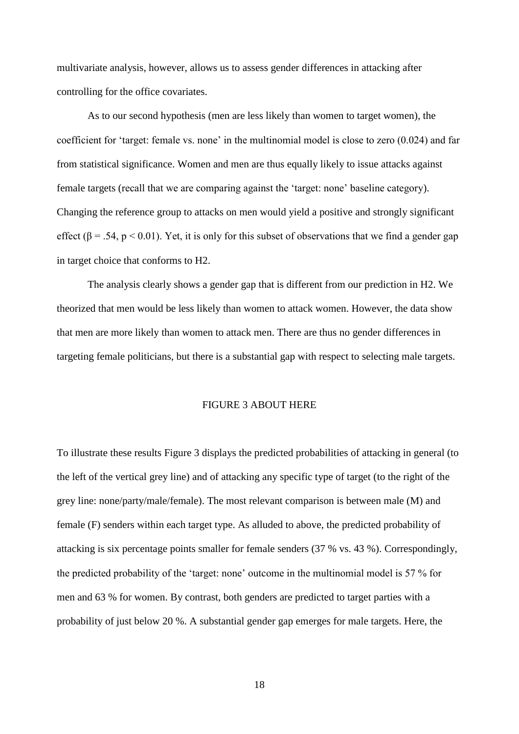multivariate analysis, however, allows us to assess gender differences in attacking after controlling for the office covariates.

As to our second hypothesis (men are less likely than women to target women), the coefficient for 'target: female vs. none' in the multinomial model is close to zero (0.024) and far from statistical significance. Women and men are thus equally likely to issue attacks against female targets (recall that we are comparing against the 'target: none' baseline category). Changing the reference group to attacks on men would yield a positive and strongly significant effect ($\beta = .54$, $p < 0.01$). Yet, it is only for this subset of observations that we find a gender gap in target choice that conforms to H2.

The analysis clearly shows a gender gap that is different from our prediction in H2. We theorized that men would be less likely than women to attack women. However, the data show that men are more likely than women to attack men. There are thus no gender differences in targeting female politicians, but there is a substantial gap with respect to selecting male targets.

FIGURE 3 ABOUT HERE

To illustrate these results Figure 3 displays the predicted probabilities of attacking in general (to the left of the vertical grey line) and of attacking any specific type of target (to the right of the grey line: none/party/male/female). The most relevant comparison is between male (M) and female (F) senders within each target type. As alluded to above, the predicted probability of attacking is six percentage points smaller for female senders (37 % vs. 43 %). Correspondingly, the predicted probability of the 'target: none' outcome in the multinomial model is 57 % for men and 63 % for women. By contrast, both genders are predicted to target parties with a probability of just below 20 %. A substantial gender gap emerges for male targets. Here, the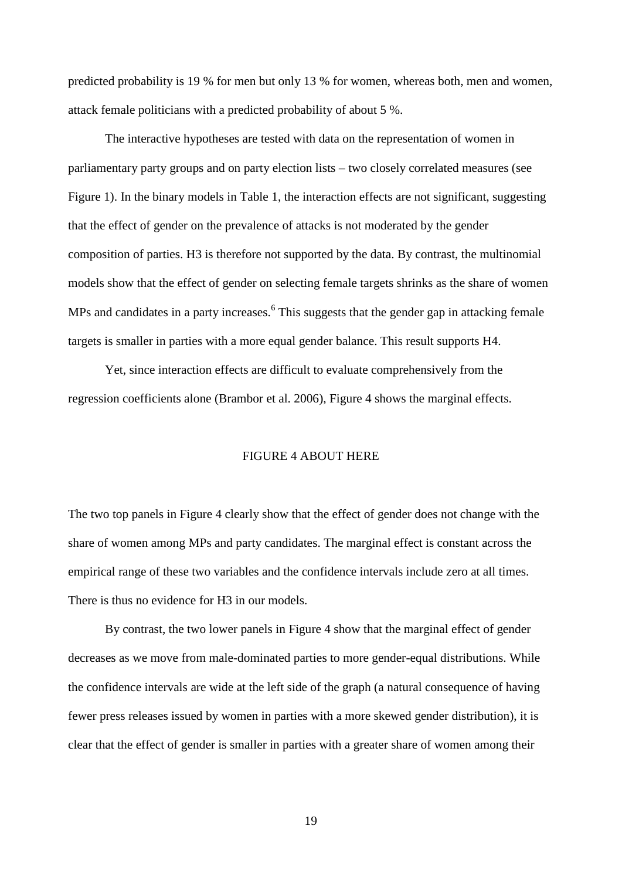predicted probability is 19 % for men but only 13 % for women, whereas both, men and women, attack female politicians with a predicted probability of about 5 %.

The interactive hypotheses are tested with data on the representation of women in parliamentary party groups and on party election lists – two closely correlated measures (see Figure 1). In the binary models in Table 1, the interaction effects are not significant, suggesting that the effect of gender on the prevalence of attacks is not moderated by the gender composition of parties. H3 is therefore not supported by the data. By contrast, the multinomial models show that the effect of gender on selecting female targets shrinks as the share of women MPs and candidates in a party increases.[6] This suggests that the gender gap in attacking female targets is smaller in parties with a more equal gender balance. This result supports H4.

Yet, since interaction effects are difficult to evaluate comprehensively from the regression coefficients alone (Brambor et al. 2006), Figure 4 shows the marginal effects.

FIGURE 4 ABOUT HERE

The two top panels in Figure 4 clearly show that the effect of gender does not change with the share of women among MPs and party candidates. The marginal effect is constant across the empirical range of these two variables and the confidence intervals include zero at all times. There is thus no evidence for H3 in our models.

By contrast, the two lower panels in Figure 4 show that the marginal effect of gender decreases as we move from male-dominated parties to more gender-equal distributions. While the confidence intervals are wide at the left side of the graph (a natural consequence of having fewer press releases issued by women in parties with a more skewed gender distribution), it is clear that the effect of gender is smaller in parties with a greater share of women among their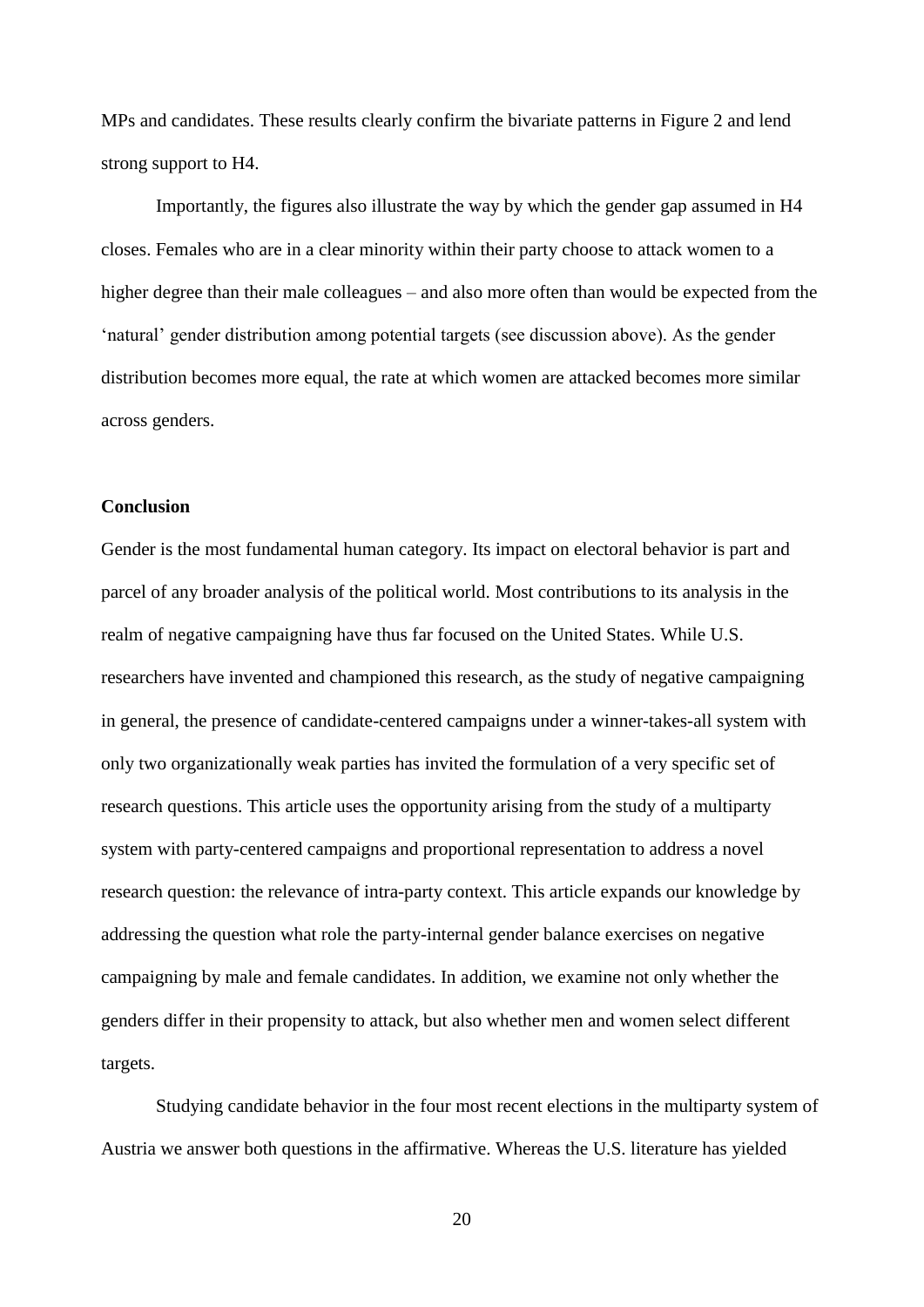MPs and candidates. These results clearly confirm the bivariate patterns in Figure 2 and lend strong support to H4.

Importantly, the figures also illustrate the way by which the gender gap assumed in H4 closes. Females who are in a clear minority within their party choose to attack women to a higher degree than their male colleagues – and also more often than would be expected from the 'natural' gender distribution among potential targets (see discussion above). As the gender distribution becomes more equal, the rate at which women are attacked becomes more similar across genders.

**Conclusion**

Gender is the most fundamental human category. Its impact on electoral behavior is part and parcel of any broader analysis of the political world. Most contributions to its analysis in the realm of negative campaigning have thus far focused on the United States. While U.S. researchers have invented and championed this research, as the study of negative campaigning in general, the presence of candidate-centered campaigns under a winner-takes-all system with only two organizationally weak parties has invited the formulation of a very specific set of research questions. This article uses the opportunity arising from the study of a multiparty system with party-centered campaigns and proportional representation to address a novel research question: the relevance of intra-party context. This article expands our knowledge by addressing the question what role the party-internal gender balance exercises on negative campaigning by male and female candidates. In addition, we examine not only whether the genders differ in their propensity to attack, but also whether men and women select different targets.

Studying candidate behavior in the four most recent elections in the multiparty system of Austria we answer both questions in the affirmative. Whereas the U.S. literature has yielded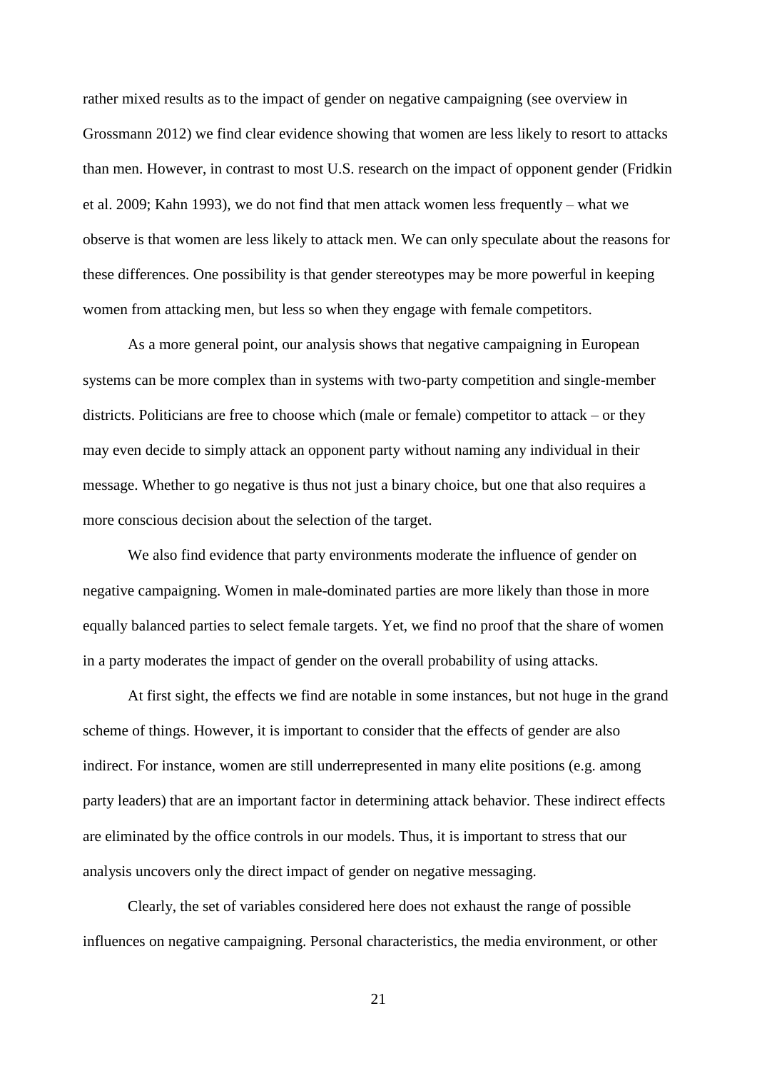rather mixed results as to the impact of gender on negative campaigning (see overview in Grossmann 2012) we find clear evidence showing that women are less likely to resort to attacks than men. However, in contrast to most U.S. research on the impact of opponent gender (Fridkin et al. 2009; Kahn 1993), we do not find that men attack women less frequently – what we observe is that women are less likely to attack men. We can only speculate about the reasons for these differences. One possibility is that gender stereotypes may be more powerful in keeping women from attacking men, but less so when they engage with female competitors.

As a more general point, our analysis shows that negative campaigning in European systems can be more complex than in systems with two-party competition and single-member districts. Politicians are free to choose which (male or female) competitor to attack – or they may even decide to simply attack an opponent party without naming any individual in their message. Whether to go negative is thus not just a binary choice, but one that also requires a more conscious decision about the selection of the target.

We also find evidence that party environments moderate the influence of gender on negative campaigning. Women in male-dominated parties are more likely than those in more equally balanced parties to select female targets. Yet, we find no proof that the share of women in a party moderates the impact of gender on the overall probability of using attacks.

At first sight, the effects we find are notable in some instances, but not huge in the grand scheme of things. However, it is important to consider that the effects of gender are also indirect. For instance, women are still underrepresented in many elite positions (e.g. among party leaders) that are an important factor in determining attack behavior. These indirect effects are eliminated by the office controls in our models. Thus, it is important to stress that our analysis uncovers only the direct impact of gender on negative messaging.

Clearly, the set of variables considered here does not exhaust the range of possible influences on negative campaigning. Personal characteristics, the media environment, or other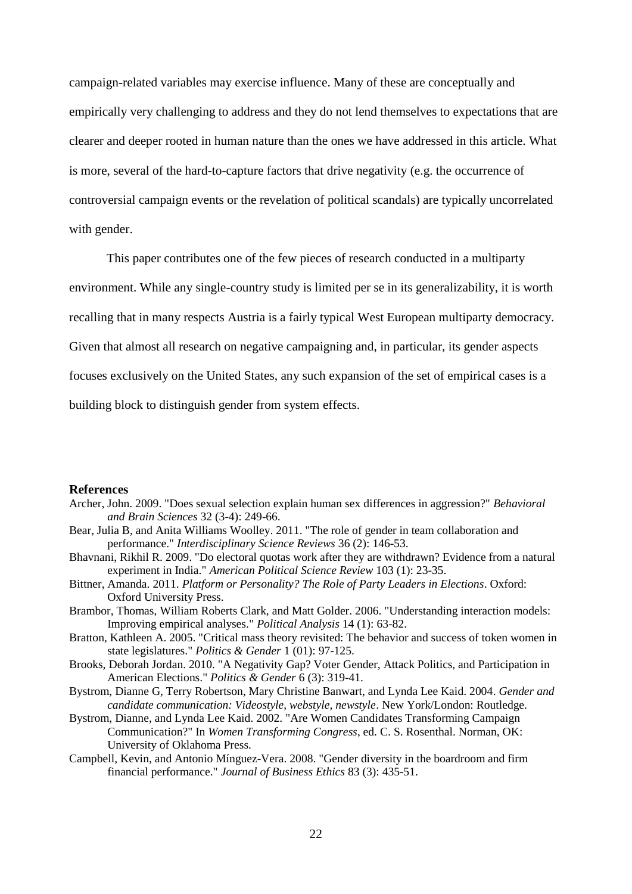campaign-related variables may exercise influence. Many of these are conceptually and empirically very challenging to address and they do not lend themselves to expectations that are clearer and deeper rooted in human nature than the ones we have addressed in this article. What is more, several of the hard-to-capture factors that drive negativity (e.g. the occurrence of controversial campaign events or the revelation of political scandals) are typically uncorrelated with gender.

This paper contributes one of the few pieces of research conducted in a multiparty environment. While any single-country study is limited per se in its generalizability, it is worth recalling that in many respects Austria is a fairly typical West European multiparty democracy. Given that almost all research on negative campaigning and, in particular, its gender aspects focuses exclusively on the United States, any such expansion of the set of empirical cases is a building block to distinguish gender from system effects.

## References

Archer, John. 2009. "Does sexual selection explain human sex differences in aggression?" *Behavioral and Brain Sciences* 32 (3-4): 249-66.

Bear, Julia B, and Anita Williams Woolley. 2011. "The role of gender in team collaboration and performance." *Interdisciplinary Science Reviews* 36 (2): 146-53.

Bhavnani, Rikhil R. 2009. "Do electoral quotas work after they are withdrawn? Evidence from a natural experiment in India." *American Political Science Review* 103 (1): 23-35.

Bittner, Amanda. 2011. *Platform or Personality? The Role of Party Leaders in Elections*. Oxford: Oxford University Press.

Brambor, Thomas, William Roberts Clark, and Matt Golder. 2006. "Understanding interaction models: Improving empirical analyses." *Political Analysis* 14 (1): 63-82.

Bratton, Kathleen A. 2005. "Critical mass theory revisited: The behavior and success of token women in state legislatures." *Politics & Gender* 1 (01): 97-125.

Brooks, Deborah Jordan. 2010. "A Negativity Gap? Voter Gender, Attack Politics, and Participation in American Elections." *Politics & Gender* 6 (3): 319-41.

Bystrom, Dianne G, Terry Robertson, Mary Christine Banwart, and Lynda Lee Kaid. 2004. *Gender and candidate communication: Videostyle, webstyle, newstyle*. New York/London: Routledge.

Bystrom, Dianne, and Lynda Lee Kaid. 2002. "Are Women Candidates Transforming Campaign Communication?" In *Women Transforming Congress*, ed. C. S. Rosenthal. Norman, OK: University of Oklahoma Press.

Campbell, Kevin, and Antonio Mínguez-Vera. 2008. "Gender diversity in the boardroom and firm financial performance." *Journal of Business Ethics* 83 (3): 435-51.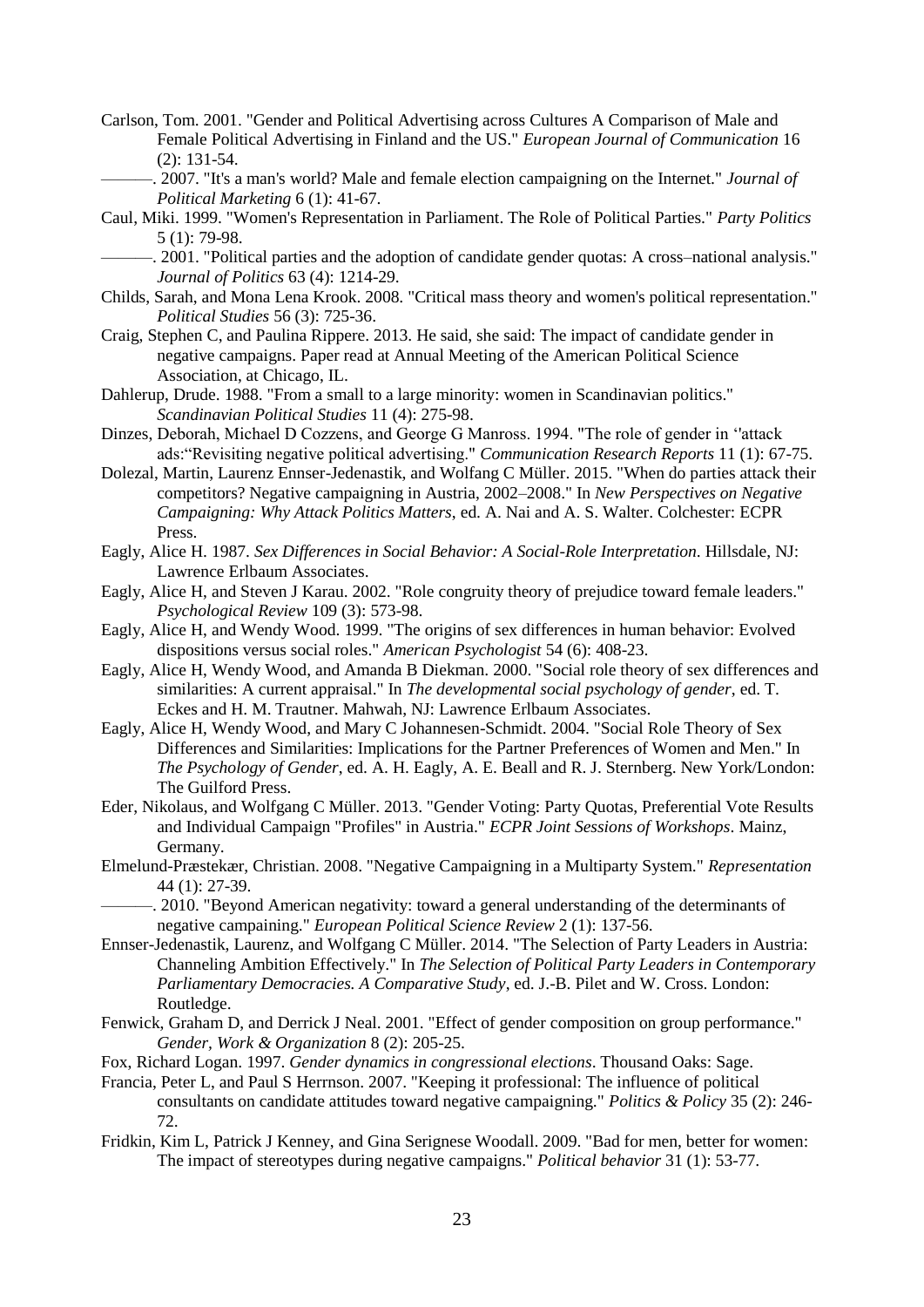Carlson, Tom. 2001. "Gender and Political Advertising across Cultures A Comparison of Male and Female Political Advertising in Finland and the US." *European Journal of Communication* 16 (2): 131-54.

———. 2007. "It's a man's world? Male and female election campaigning on the Internet." *Journal of Political Marketing* 6 (1): 41-67.

Caul, Miki. 1999. "Women's Representation in Parliament. The Role of Political Parties." *Party Politics* 5 (1): 79-98.

———. 2001. "Political parties and the adoption of candidate gender quotas: A cross–national analysis." *Journal of Politics* 63 (4): 1214-29.

Childs, Sarah, and Mona Lena Krook. 2008. "Critical mass theory and women's political representation." *Political Studies* 56 (3): 725-36.

Craig, Stephen C, and Paulina Rippere. 2013. He said, she said: The impact of candidate gender in negative campaigns. Paper read at Annual Meeting of the American Political Science Association, at Chicago, IL.

Dahlerup, Drude. 1988. "From a small to a large minority: women in Scandinavian politics." *Scandinavian Political Studies* 11 (4): 275-98.

Dinzes, Deborah, Michael D Cozzens, and George G Manross. 1994. "The role of gender in "attack ads:"Revisiting negative political advertising." *Communication Research Reports* 11 (1): 67-75.

Dolezal, Martin, Laurenz Ennser-Jedenastik, and Wolfang C Müller. 2015. "When do parties attack their competitors? Negative campaigning in Austria, 2002–2008." In *New Perspectives on Negative Campaigning: Why Attack Politics Matters*, ed. A. Nai and A. S. Walter. Colchester: ECPR Press.

Eagly, Alice H. 1987. *Sex Differences in Social Behavior: A Social-Role Interpretation*. Hillsdale, NJ: Lawrence Erlbaum Associates.

Eagly, Alice H, and Steven J Karau. 2002. "Role congruity theory of prejudice toward female leaders." *Psychological Review* 109 (3): 573-98.

Eagly, Alice H, and Wendy Wood. 1999. "The origins of sex differences in human behavior: Evolved dispositions versus social roles." *American Psychologist* 54 (6): 408-23.

Eagly, Alice H, Wendy Wood, and Amanda B Diekman. 2000. "Social role theory of sex differences and similarities: A current appraisal." In *The developmental social psychology of gender*, ed. T. Eckes and H. M. Trautner. Mahwah, NJ: Lawrence Erlbaum Associates.

Eagly, Alice H, Wendy Wood, and Mary C Johannesen-Schmidt. 2004. "Social Role Theory of Sex Differences and Similarities: Implications for the Partner Preferences of Women and Men." In *The Psychology of Gender*, ed. A. H. Eagly, A. E. Beall and R. J. Sternberg. New York/London: The Guilford Press.

Eder, Nikolaus, and Wolfgang C Müller. 2013. "Gender Voting: Party Quotas, Preferential Vote Results and Individual Campaign "Profiles" in Austria." *ECPR Joint Sessions of Workshops*. Mainz, Germany.

Elmelund-Præstekær, Christian. 2008. "Negative Campaigning in a Multiparty System." *Representation* 44 (1): 27-39.

———. 2010. "Beyond American negativity: toward a general understanding of the determinants of negative campaining." *European Political Science Review* 2 (1): 137-56.

Ennser-Jedenastik, Laurenz, and Wolfgang C Müller. 2014. "The Selection of Party Leaders in Austria: Channeling Ambition Effectively." In *The Selection of Political Party Leaders in Contemporary Parliamentary Democracies. A Comparative Study*, ed. J.-B. Pilet and W. Cross. London: Routledge.

Fenwick, Graham D, and Derrick J Neal. 2001. "Effect of gender composition on group performance." *Gender, Work & Organization* 8 (2): 205-25.

Fox, Richard Logan. 1997. *Gender dynamics in congressional elections*. Thousand Oaks: Sage.

Francia, Peter L, and Paul S Herrnson. 2007. "Keeping it professional: The influence of political consultants on candidate attitudes toward negative campaigning." *Politics & Policy* 35 (2): 246-72.

Fridkin, Kim L, Patrick J Kenney, and Gina Serignese Woodall. 2009. "Bad for men, better for women: The impact of stereotypes during negative campaigns." *Political behavior* 31 (1): 53-77.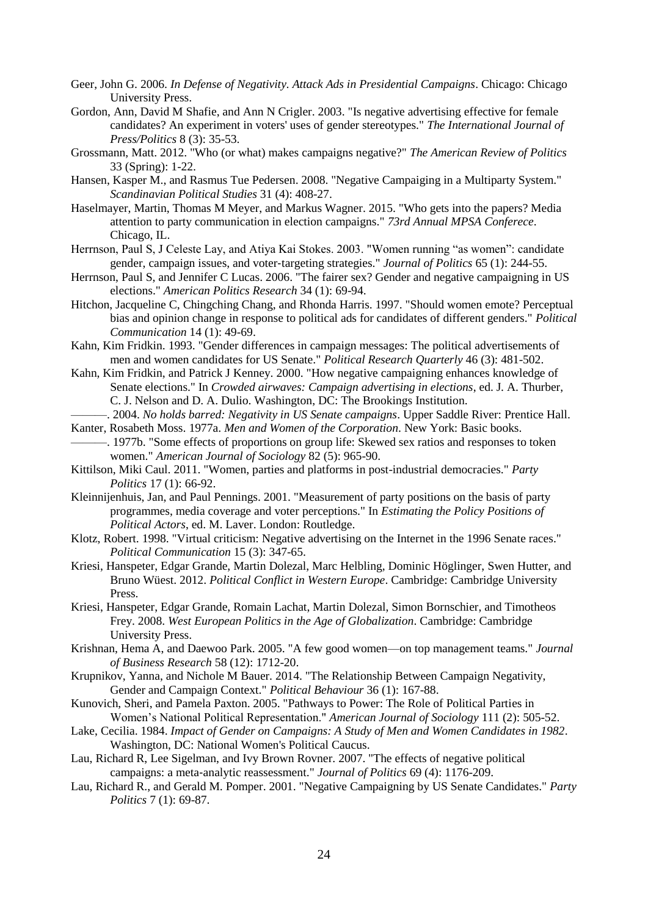Geer, John G. 2006. *In Defense of Negativity. Attack Ads in Presidential Campaigns*. Chicago: Chicago University Press.

Gordon, Ann, David M Shafie, and Ann N Crigler. 2003. "Is negative advertising effective for female candidates? An experiment in voters' uses of gender stereotypes." *The International Journal of Press/Politics* 8 (3): 35-53.

Grossmann, Matt. 2012. "Who (or what) makes campaigns negative?" *The American Review of Politics* 33 (Spring): 1-22.

Hansen, Kasper M., and Rasmus Tue Pedersen. 2008. "Negative Campaiging in a Multiparty System." *Scandinavian Political Studies* 31 (4): 408-27.

Haselmayer, Martin, Thomas M Meyer, and Markus Wagner. 2015. "Who gets into the papers? Media attention to party communication in election campaigns." *73rd Annual MPSA Conferece*. Chicago, IL.

Herrnson, Paul S, J Celeste Lay, and Atiya Kai Stokes. 2003. "Women running "as women": candidate gender, campaign issues, and voter-targeting strategies." *Journal of Politics* 65 (1): 244-55.

Herrnson, Paul S, and Jennifer C Lucas. 2006. "The fairer sex? Gender and negative campaigning in US elections." *American Politics Research* 34 (1): 69-94.

Hitchon, Jacqueline C, Chingching Chang, and Rhonda Harris. 1997. "Should women emote? Perceptual bias and opinion change in response to political ads for candidates of different genders." *Political Communication* 14 (1): 49-69.

Kahn, Kim Fridkin. 1993. "Gender differences in campaign messages: The political advertisements of men and women candidates for US Senate." *Political Research Quarterly* 46 (3): 481-502.

Kahn, Kim Fridkin, and Patrick J Kenney. 2000. "How negative campaigning enhances knowledge of Senate elections." In *Crowded airwaves: Campaign advertising in elections*, ed. J. A. Thurber, C. J. Nelson and D. A. Dulio. Washington, DC: The Brookings Institution.

———. 2004. *No holds barred: Negativity in US Senate campaigns*. Upper Saddle River: Prentice Hall.

Kanter, Rosabeth Moss. 1977a. *Men and Women of the Corporation*. New York: Basic books.

———. 1977b. "Some effects of proportions on group life: Skewed sex ratios and responses to token women." *American Journal of Sociology* 82 (5): 965-90.

Kittilson, Miki Caul. 2011. "Women, parties and platforms in post-industrial democracies." *Party Politics* 17 (1): 66-92.

Kleinnijenhuis, Jan, and Paul Pennings. 2001. "Measurement of party positions on the basis of party programmes, media coverage and voter perceptions." In *Estimating the Policy Positions of Political Actors*, ed. M. Laver. London: Routledge.

Klotz, Robert. 1998. "Virtual criticism: Negative advertising on the Internet in the 1996 Senate races." *Political Communication* 15 (3): 347-65.

Kriesi, Hanspeter, Edgar Grande, Martin Dolezal, Marc Helbling, Dominic Höglinger, Swen Hutter, and Bruno Wüest. 2012. *Political Conflict in Western Europe*. Cambridge: Cambridge University Press.

Kriesi, Hanspeter, Edgar Grande, Romain Lachat, Martin Dolezal, Simon Bornschier, and Timotheos Frey. 2008. *West European Politics in the Age of Globalization*. Cambridge: Cambridge University Press.

Krishnan, Hema A, and Daewoo Park. 2005. "A few good women—on top management teams." *Journal of Business Research* 58 (12): 1712-20.

Krupnikov, Yanna, and Nichole M Bauer. 2014. "The Relationship Between Campaign Negativity, Gender and Campaign Context." *Political Behaviour* 36 (1): 167-88.

Kunovich, Sheri, and Pamela Paxton. 2005. "Pathways to Power: The Role of Political Parties in Women's National Political Representation." *American Journal of Sociology* 111 (2): 505-52.

Lake, Cecilia. 1984. *Impact of Gender on Campaigns: A Study of Men and Women Candidates in 1982*. Washington, DC: National Women's Political Caucus.

Lau, Richard R, Lee Sigelman, and Ivy Brown Rovner. 2007. "The effects of negative political campaigns: a meta-analytic reassessment." *Journal of Politics* 69 (4): 1176-209.

Lau, Richard R., and Gerald M. Pomper. 2001. "Negative Campaigning by US Senate Candidates." *Party Politics* 7 (1): 69-87.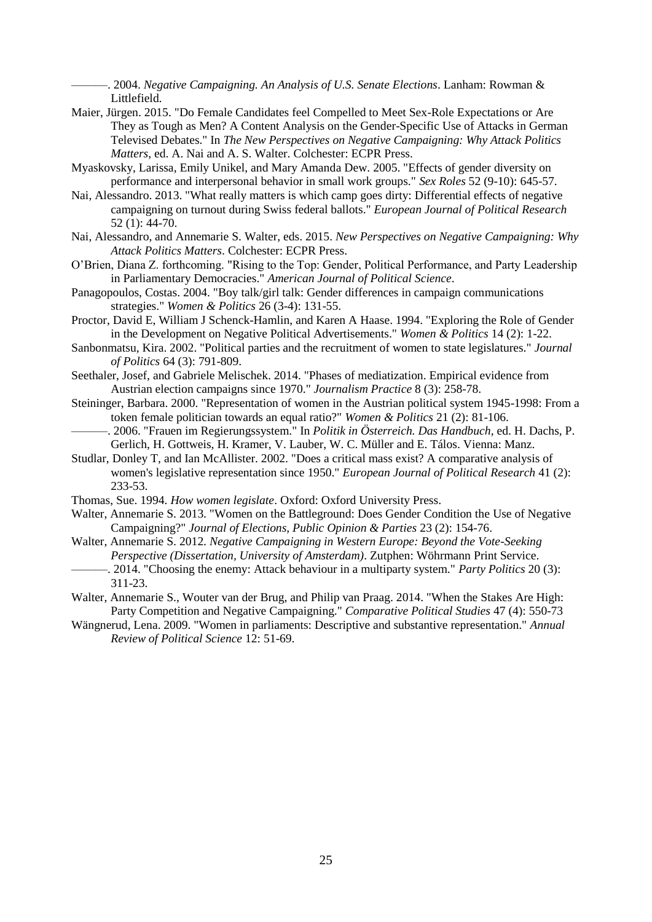———. 2004. *Negative Campaigning. An Analysis of U.S. Senate Elections*. Lanham: Rowman & Littlefield.

Maier, Jürgen. 2015. "Do Female Candidates feel Compelled to Meet Sex-Role Expectations or Are They as Tough as Men? A Content Analysis on the Gender-Specific Use of Attacks in German Televised Debates." In *The New Perspectives on Negative Campaigning: Why Attack Politics Matters*, ed. A. Nai and A. S. Walter. Colchester: ECPR Press.

Myaskovsky, Larissa, Emily Unikel, and Mary Amanda Dew. 2005. "Effects of gender diversity on performance and interpersonal behavior in small work groups." *Sex Roles* 52 (9-10): 645-57.

Nai, Alessandro. 2013. "What really matters is which camp goes dirty: Differential effects of negative campaigning on turnout during Swiss federal ballots." *European Journal of Political Research* 52 (1): 44-70.

Nai, Alessandro, and Annemarie S. Walter, eds. 2015. *New Perspectives on Negative Campaigning: Why Attack Politics Matters*. Colchester: ECPR Press.

O'Brien, Diana Z. forthcoming. "Rising to the Top: Gender, Political Performance, and Party Leadership in Parliamentary Democracies." *American Journal of Political Science*.

Panagopoulos, Costas. 2004. "Boy talk/girl talk: Gender differences in campaign communications strategies." *Women & Politics* 26 (3-4): 131-55.

Proctor, David E, William J Schenck-Hamlin, and Karen A Haase. 1994. "Exploring the Role of Gender in the Development on Negative Political Advertisements." *Women & Politics* 14 (2): 1-22.

Sanbonmatsu, Kira. 2002. "Political parties and the recruitment of women to state legislatures." *Journal of Politics* 64 (3): 791-809.

Seethaler, Josef, and Gabriele Melischek. 2014. "Phases of mediatization. Empirical evidence from Austrian election campaigns since 1970." *Journalism Practice* 8 (3): 258-78.

Steininger, Barbara. 2000. "Representation of women in the Austrian political system 1945-1998: From a token female politician towards an equal ratio?" *Women & Politics* 21 (2): 81-106.

———. 2006. "Frauen im Regierungssystem." In *Politik in Österreich. Das Handbuch*, ed. H. Dachs, P. Gerlich, H. Gottweis, H. Kramer, V. Lauber, W. C. Müller and E. Tálos. Vienna: Manz.

Studlar, Donley T, and Ian McAllister. 2002. "Does a critical mass exist? A comparative analysis of women's legislative representation since 1950." *European Journal of Political Research* 41 (2): 233-53.

Thomas, Sue. 1994. *How women legislate*. Oxford: Oxford University Press.

Walter, Annemarie S. 2013. "Women on the Battleground: Does Gender Condition the Use of Negative Campaigning?" *Journal of Elections, Public Opinion & Parties* 23 (2): 154-76.

Walter, Annemarie S. 2012. *Negative Campaigning in Western Europe: Beyond the Vote-Seeking Perspective (Dissertation, University of Amsterdam)*. Zutphen: Wöhrmann Print Service.

———. 2014. "Choosing the enemy: Attack behaviour in a multiparty system." *Party Politics* 20 (3): 311-23.

Walter, Annemarie S., Wouter van der Brug, and Philip van Praag. 2014. "When the Stakes Are High: Party Competition and Negative Campaigning." *Comparative Political Studies* 47 (4): 550-73

Wängnerud, Lena. 2009. "Women in parliaments: Descriptive and substantive representation." *Annual Review of Political Science* 12: 51-69.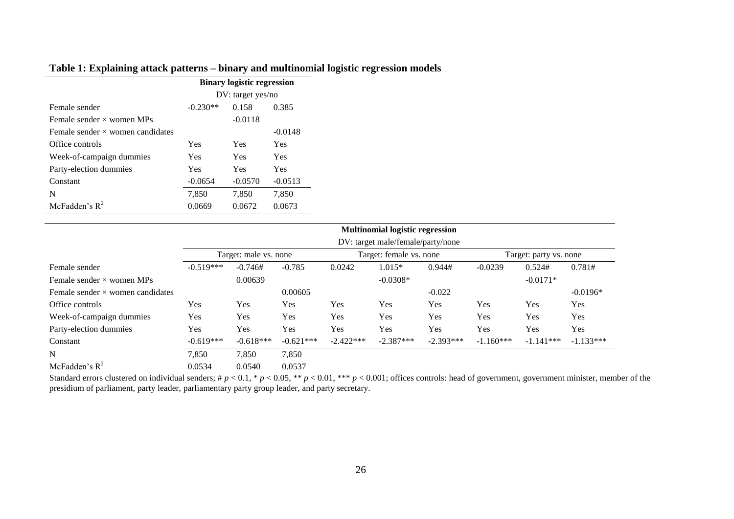**Table 1: Explaining attack patterns – binary and multinomial logistic regression models**

| | Binary logistic regression | | |
|---|---|---|---|
| | DV: target yes/no | | |
| Female sender | -0.230** | 0.158 | 0.385 |
| Female sender × women MPs | | -0.0118 | |
| Female sender × women candidates | | | -0.0148 |
| Office controls | Yes | Yes | Yes |
| Week-of-campaign dummies | Yes | Yes | Yes |
| Party-election dummies | Yes | Yes | Yes |
| Constant | -0.0654 | -0.0570 | -0.0513 |
| N | 7,850 | 7,850 | 7,850 |
| McFadden's $R^2$ | 0.0669 | 0.0672 | 0.0673 |

| | Multinomial logistic regression | | | | | | | | |
|---|---|---|---|---|---|---|---|---|---|
| | DV: target male/female/party/none | | | | | | | | |
| | Target: male vs. none | | | Target: female vs. none | | | Target: party vs. none | | |
| Female sender | -0.519*** | -0.746# | -0.785 | 0.0242 | 1.015* | 0.944# | -0.0239 | 0.524# | 0.781# |
| Female sender × women MPs | | 0.00639 | | | -0.0308* | | | -0.0171* | |
| Female sender × women candidates | | | 0.00605 | | | -0.022 | | | -0.0196* |
| Office controls | Yes | Yes | Yes | Yes | Yes | Yes | Yes | Yes | Yes |
| Week-of-campaign dummies | Yes | Yes | Yes | Yes | Yes | Yes | Yes | Yes | Yes |
| Party-election dummies | Yes | Yes | Yes | Yes | Yes | Yes | Yes | Yes | Yes |
| Constant | -0.619*** | -0.618*** | -0.621*** | -2.422*** | -2.387*** | -2.393*** | -1.160*** | -1.141*** | -1.133*** |
| N | 7,850 | 7,850 | 7,850 | | | | | | |
| McFadden's $R^2$ | 0.0534 | 0.0540 | 0.0537 | | | | | | |

Standard errors clustered on individual senders; # $p < 0.1$, * $p < 0.05$, ** $p < 0.01$, *** $p < 0.001$; offices controls: head of government, government minister, member of the presidium of parliament, party leader, parliamentary party group leader, and party secretary.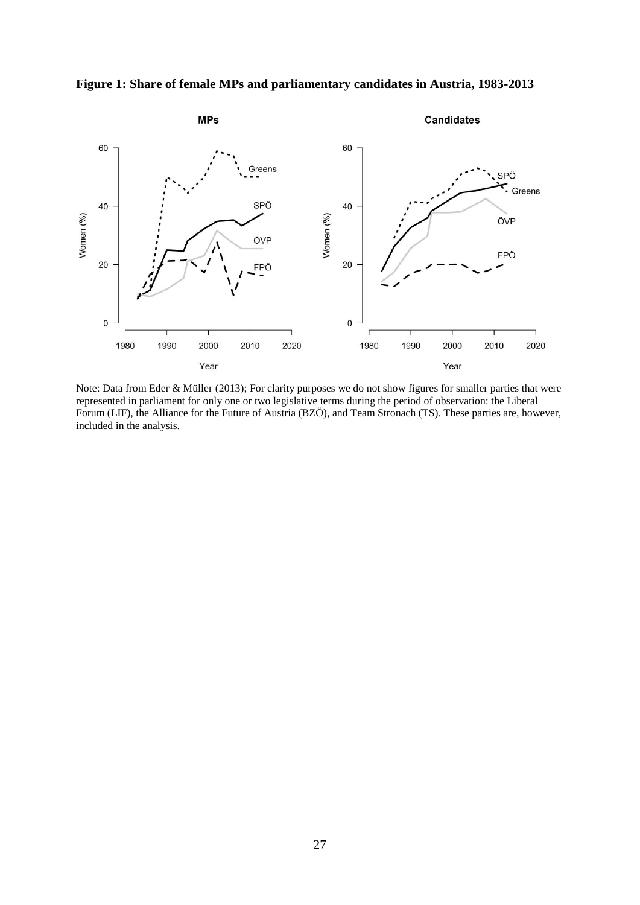**Figure 1: Share of female MPs and parliamentary candidates in Austria, 1983-2013**

Note: Data from Eder & Müller (2013); For clarity purposes we do not show figures for smaller parties that were represented in parliament for only one or two legislative terms during the period of observation: the Liberal Forum (LIF), the Alliance for the Future of Austria (BZÖ), and Team Stronach (TS). These parties are, however, included in the analysis.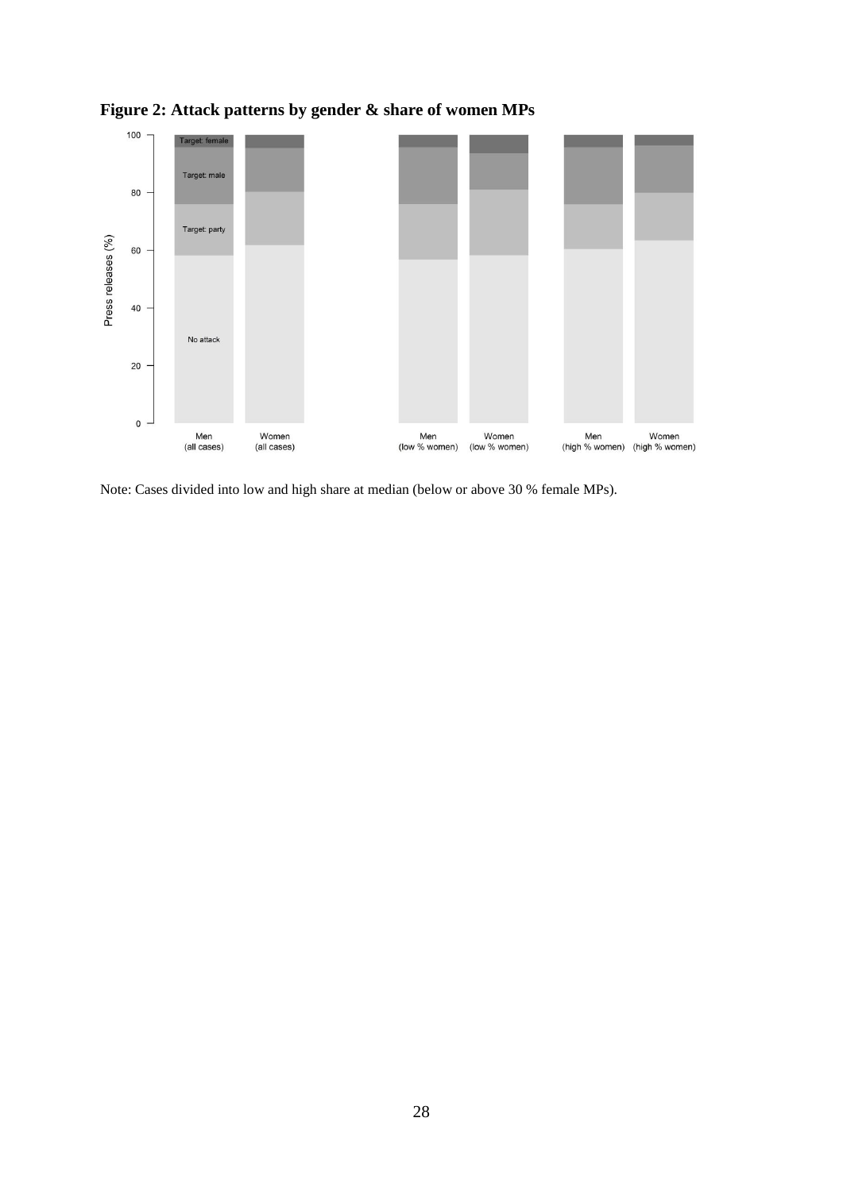**Figure 2: Attack patterns by gender & share of women MPs**

Note: Cases divided into low and high share at median (below or above 30 % female MPs).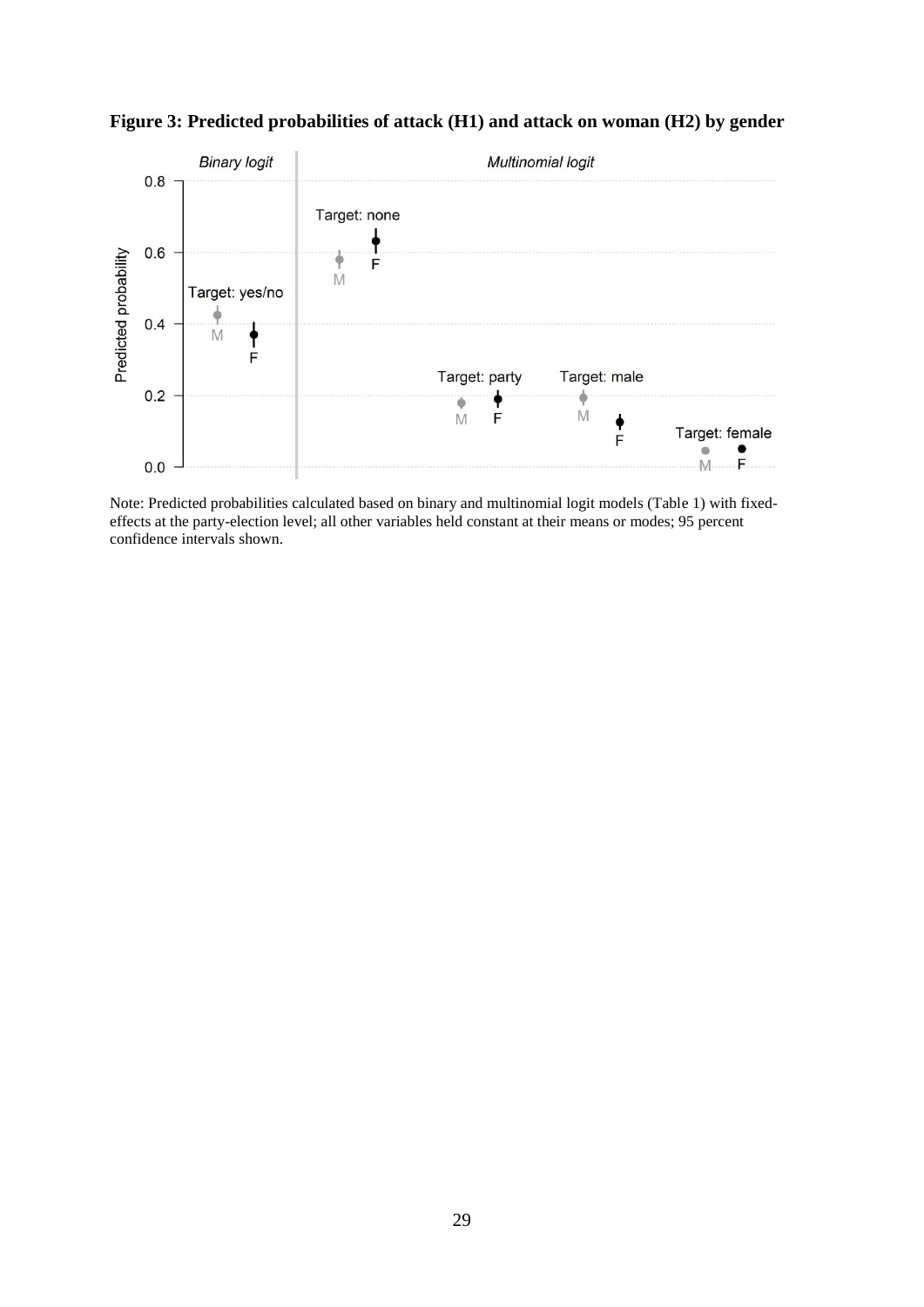**Figure 3: Predicted probabilities of attack (H1) and attack on woman (H2) by gender**

Note: Predicted probabilities calculated based on binary and multinomial logit models (Table 1) with fixed-effects at the party-election level; all other variables held constant at their means or modes; 95 percent confidence intervals shown.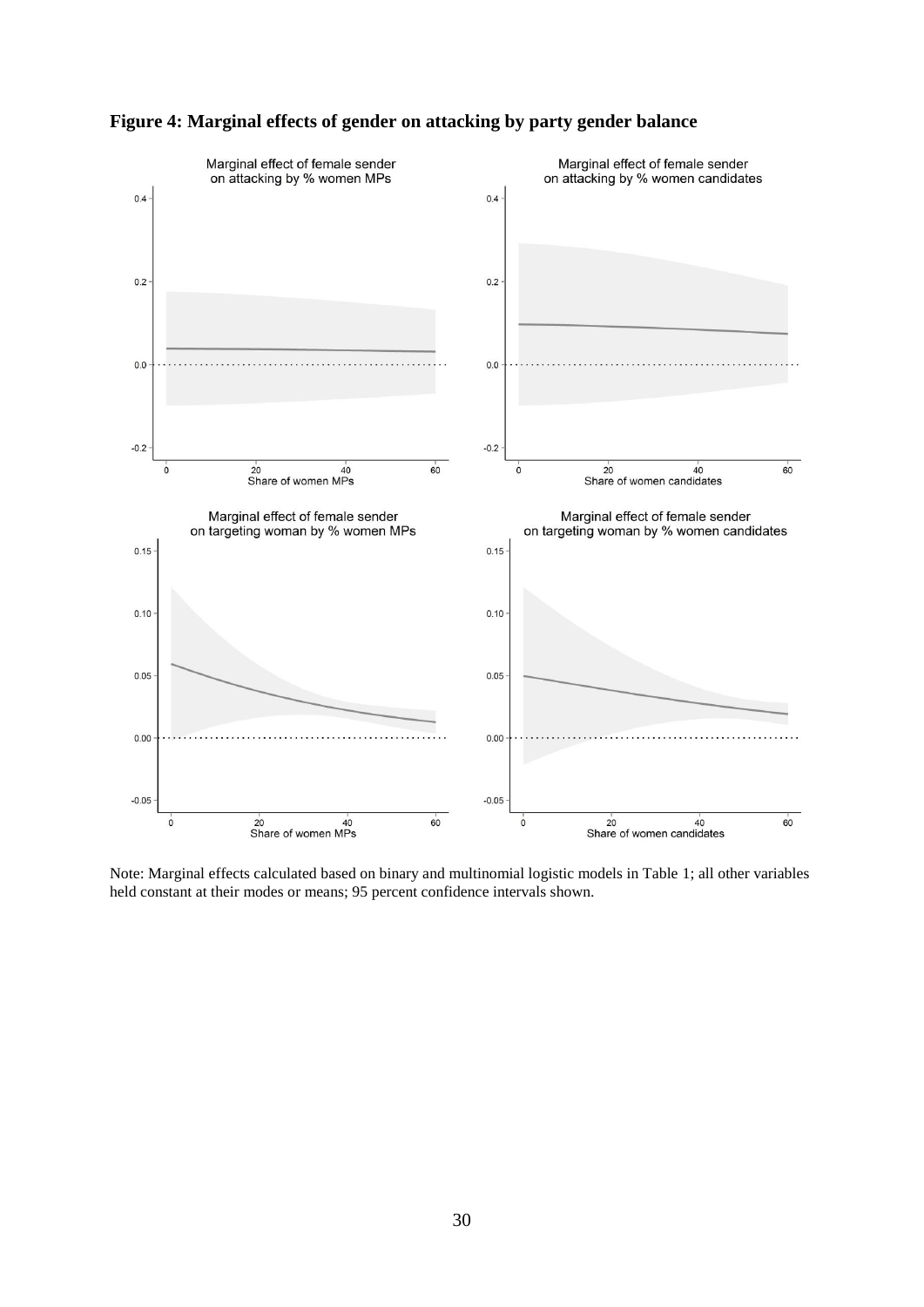**Figure 4: Marginal effects of gender on attacking by party gender balance**

Note: Marginal effects calculated based on binary and multinomial logistic models in Table 1; all other variables held constant at their modes or means; 95 percent confidence intervals shown.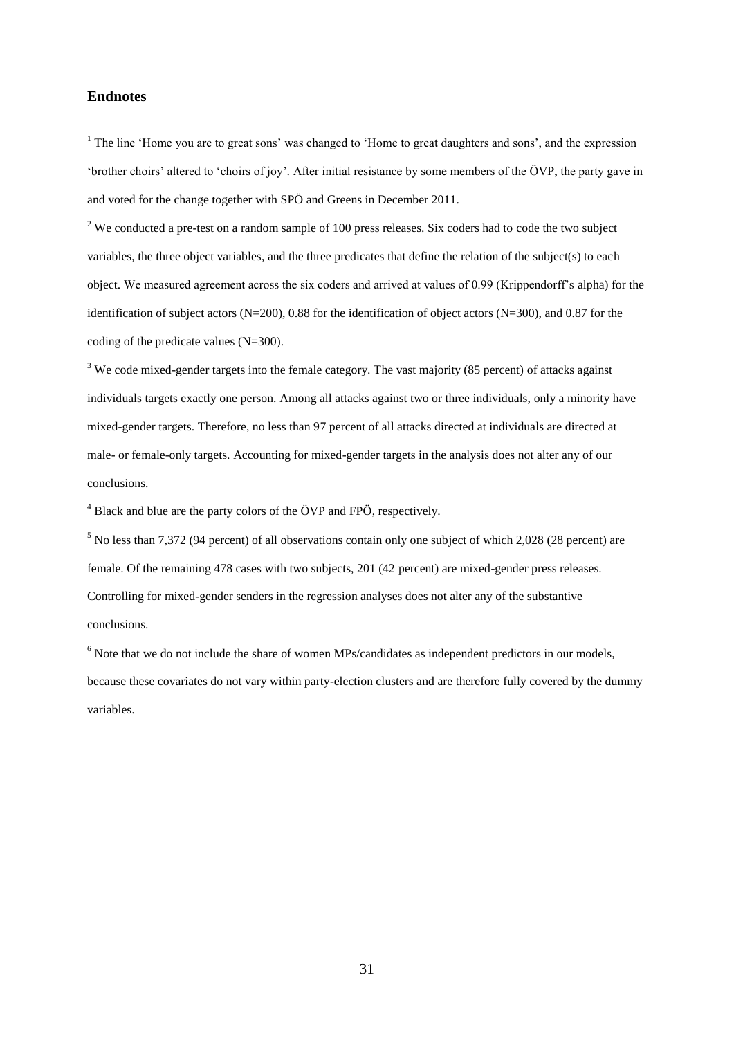## Endnotes

[1] The line ‘Home you are to great sons’ was changed to ‘Home to great daughters and sons’, and the expression ‘brother choirs’ altered to ‘choirs of joy’. After initial resistance by some members of the ÖVP, the party gave in and voted for the change together with SPÖ and Greens in December 2011.

[2] We conducted a pre-test on a random sample of 100 press releases. Six coders had to code the two subject variables, the three object variables, and the three predicates that define the relation of the subject(s) to each object. We measured agreement across the six coders and arrived at values of 0.99 (Krippendorff’s alpha) for the identification of subject actors (N=200), 0.88 for the identification of object actors (N=300), and 0.87 for the coding of the predicate values (N=300).

[3] We code mixed-gender targets into the female category. The vast majority (85 percent) of attacks against individuals targets exactly one person. Among all attacks against two or three individuals, only a minority have mixed-gender targets. Therefore, no less than 97 percent of all attacks directed at individuals are directed at male- or female-only targets. Accounting for mixed-gender targets in the analysis does not alter any of our conclusions.

[4] Black and blue are the party colors of the ÖVP and FPÖ, respectively.

[5] No less than 7,372 (94 percent) of all observations contain only one subject of which 2,028 (28 percent) are female. Of the remaining 478 cases with two subjects, 201 (42 percent) are mixed-gender press releases. Controlling for mixed-gender senders in the regression analyses does not alter any of the substantive conclusions.

[6] Note that we do not include the share of women MPs/candidates as independent predictors in our models, because these covariates do not vary within party-election clusters and are therefore fully covered by the dummy variables.